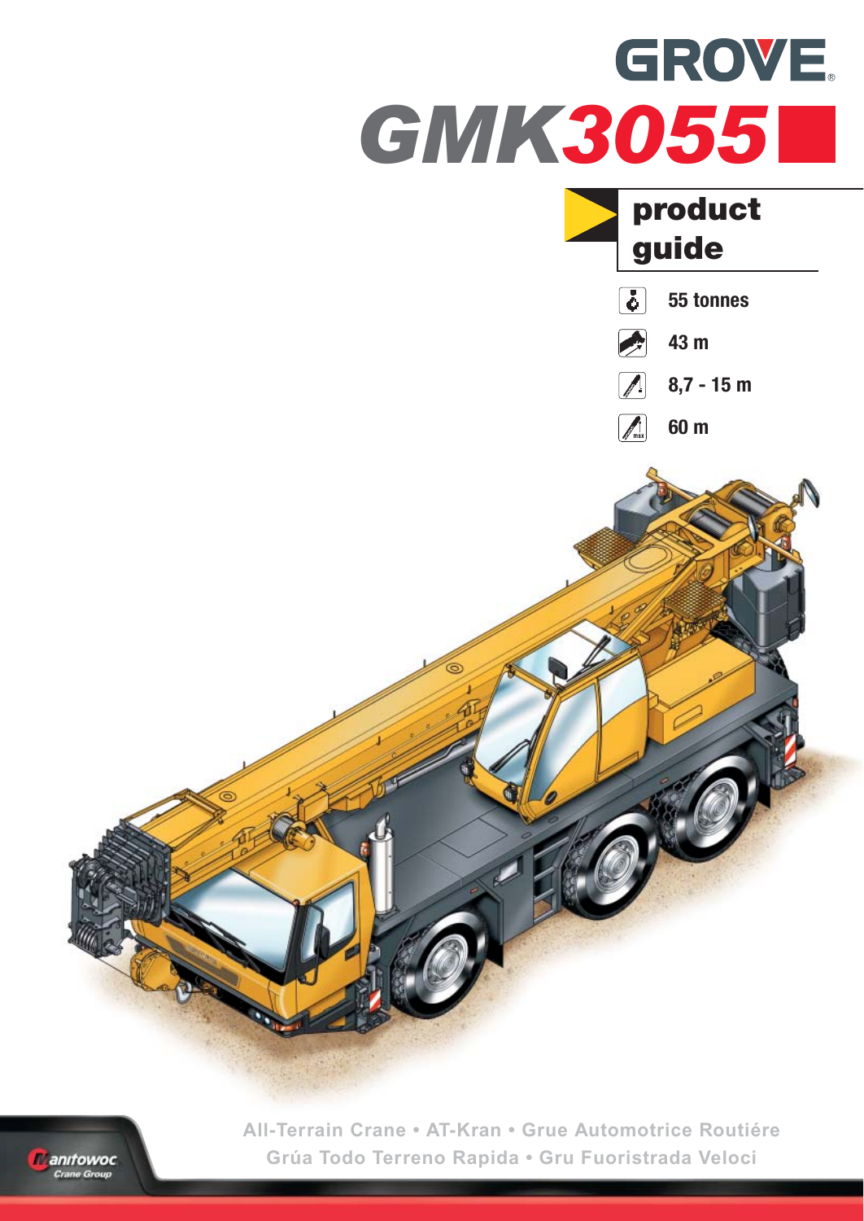# GROVE

# GMK3055

## product guide

- 55 tonnes
- 43 m
- 8,7 - 15 m
- 60 m

All-Terrain Crane • AT-Kran • Grue Automotrice Routiére
Grúa Todo Terreno Rapida • Gru Fuoristrada Veloci

Manitowoc Crane Group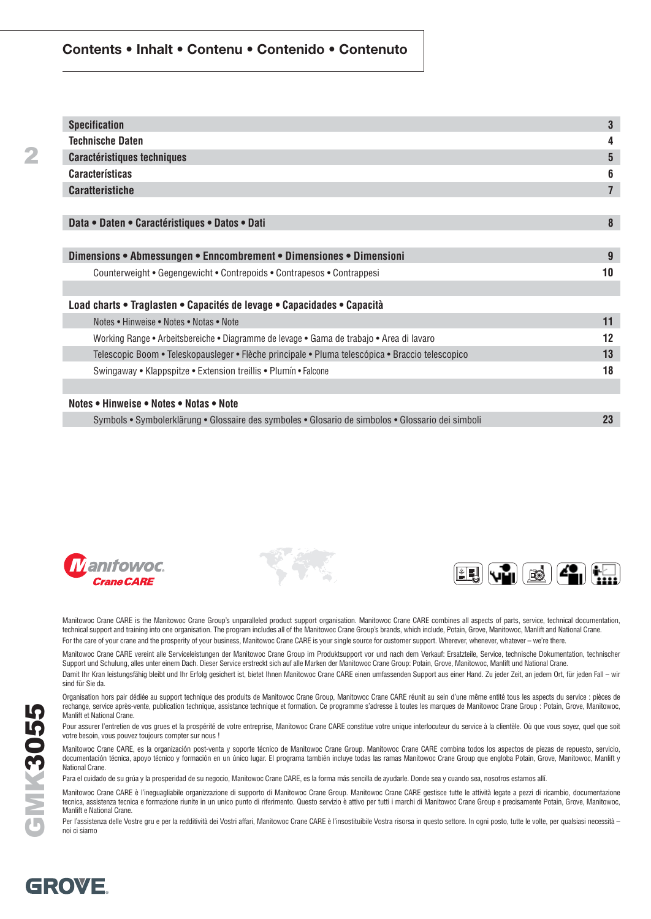## Contents • Inhalt • Contenu • Contenido • Contenuto

| | |
|---|---|
| **Specification** | **3** |
| **Technische Daten** | **4** |
| **Caractéristiques techniques** | **5** |
| **Características** | **6** |
| **Caratteristiche** | **7** |
| | |
| **Data • Daten • Caractéristiques • Datos • Dati** | **8** |
| | |
| **Dimensions • Abmessungen • Enncombrement • Dimensiones • Dimensioni** | **9** |
| Counterweight • Gegengewicht • Contrepoids • Contrapesos • Contrappesi | **10** |
| | |
| **Load charts • Traglasten • Capacités de levage • Capacidades • Capacità** | |
| Notes • Hinweise • Notes • Notas • Note | **11** |
| Working Range • Arbeitsbereiche • Diagramme de levage • Gama de trabajo • Area di lavaro | **12** |
| Telescopic Boom • Teleskopausleger • Flèche principale • Pluma telescópica • Braccio telescopico | **13** |
| Swingaway • Klappspitze • Extension treillis • Plumín • Falcone | **18** |
| | |
| **Notes • Hinweise • Notes • Notas • Note** | |
| Symbols • Symbolerklärung • Glossaire des symboles • Glosario de simbolos • Glossario dei simboli | **23** |

Manitowoc Crane CARE

Manitowoc Crane CARE is the Manitowoc Crane Group's unparalleled product support organisation. Manitowoc Crane CARE combines all aspects of parts, service, technical documentation, technical support and training into one organisation. The program includes all of the Manitowoc Crane Group's brands, which include, Potain, Grove, Manitowoc, Manlift and National Crane.

For the care of your crane and the prosperity of your business, Manitowoc Crane CARE is your single source for customer support. Wherever, whenever, whatever – we're there.

Manitowoc Crane CARE vereint alle Serviceleistungen der Manitowoc Crane Group im Produktsupport vor und nach dem Verkauf: Ersatzteile, Service, technische Dokumentation, technischer Support und Schulung, alles unter einem Dach. Dieser Service erstreckt sich auf alle Marken der Manitowoc Crane Group: Potain, Grove, Manitowoc, Manlift und National Crane.

Damit Ihr Kran leistungsfähig bleibt und Ihr Erfolg gesichert ist, bietet Ihnen Manitowoc Crane CARE einen umfassenden Support aus einer Hand. Zu jeder Zeit, an jedem Ort, für jeden Fall – wir sind für Sie da.

Organisation hors pair dédiée au support technique des produits de Manitowoc Crane Group, Manitowoc Crane CARE réunit au sein d'une même entité tous les aspects du service : pièces de rechange, service après-vente, publication technique, assistance technique et formation. Ce programme s'adresse à toutes les marques de Manitowoc Crane Group : Potain, Grove, Manitowoc, Manlift et National Crane.

Pour assurer l'entretien de vos grues et la prospérité de votre entreprise, Manitowoc Crane CARE constitue votre unique interlocuteur du service à la clientèle. Où que vous soyez, quel que soit votre besoin, vous pouvez toujours compter sur nous !

Manitowoc Crane CARE, es la organización post-venta y soporte técnico de Manitowoc Crane Group. Manitowoc Crane CARE combina todos los aspectos de piezas de repuesto, servicio, documentación técnica, apoyo técnico y formación en un único lugar. El programa también incluye todas las ramas Manitowoc Crane Group que engloba Potain, Grove, Manitowoc, Manlift y National Crane.

Para el cuidado de su grúa y la prosperidad de su negocio, Manitowoc Crane CARE, es la forma más sencilla de ayudarle. Donde sea y cuando sea, nosotros estamos allí.

Manitowoc Crane CARE è l'ineguagliabile organizzazione di supporto di Manitowoc Crane Group. Manitowoc Crane CARE gestisce tutte le attività legate a pezzi di ricambio, documentazione tecnica, assistenza tecnica e formazione riunite in un unico punto di riferimento. Questo servizio è attivo per tutti i marchi di Manitowoc Crane Group e precisamente Potain, Grove, Manitowoc, Manlift e National Crane.

Per l'assistenza delle Vostre gru e per la redditività dei Vostri affari, Manitowoc Crane CARE è l'insostituibile Vostra risorsa in questo settore. In ogni posto, tutte le volte, per qualsiasi necessità – noi ci siamo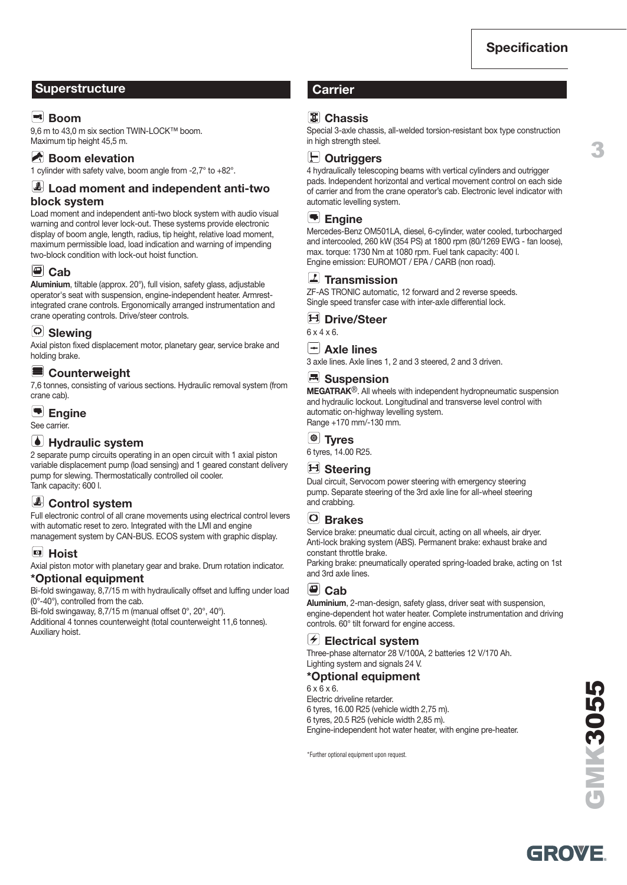## Superstructure

### Boom
9,6 m to 43,0 m six section TWIN-LOCK™ boom.
Maximum tip height 45,5 m.

### Boom elevation
1 cylinder with safety valve, boom angle from -2,7° to +82°.

### Load moment and independent anti-two block system
Load moment and independent anti-two block system with audio visual warning and control lever lock-out. These systems provide electronic display of boom angle, length, radius, tip height, relative load moment, maximum permissible load, load indication and warning of impending two-block condition with lock-out hoist function.

### Cab
**Aluminium**, tiltable (approx. 20°), full vision, safety glass, adjustable operator's seat with suspension, engine-independent heater. Armrest-integrated crane controls. Ergonomically arranged instrumentation and crane operating controls. Drive/steer controls.

### Slewing
Axial piston fixed displacement motor, planetary gear, service brake and holding brake.

### Counterweight
7,6 tonnes, consisting of various sections. Hydraulic removal system (from crane cab).

### Engine
See carrier.

### Hydraulic system
2 separate pump circuits operating in an open circuit with 1 axial piston variable displacement pump (load sensing) and 1 geared constant delivery pump for slewing. Thermostatically controlled oil cooler.
Tank capacity: 600 l.

### Control system
Full electronic control of all crane movements using electrical control levers with automatic reset to zero. Integrated with the LMI and engine management system by CAN-BUS. ECOS system with graphic display.

### Hoist
Axial piston motor with planetary gear and brake. Drum rotation indicator.

### *Optional equipment
Bi-fold swingaway, 8,7/15 m with hydraulically offset and luffing under load (0°-40°), controlled from the cab.
Bi-fold swingaway, 8,7/15 m (manual offset 0°, 20°, 40°).
Additional 4 tonnes counterweight (total counterweight 11,6 tonnes).
Auxiliary hoist.

## Carrier

### Chassis
Special 3-axle chassis, all-welded torsion-resistant box type construction in high strength steel.

### Outriggers
4 hydraulically telescoping beams with vertical cylinders and outrigger pads. Independent horizontal and vertical movement control on each side of carrier and from the crane operator's cab. Electronic level indicator with automatic levelling system.

### Engine
Mercedes-Benz OM501LA, diesel, 6-cylinder, water cooled, turbocharged and intercooled, 260 kW (354 PS) at 1800 rpm (80/1269 EWG - fan loose), max. torque: 1730 Nm at 1080 rpm. Fuel tank capacity: 400 l.
Engine emission: EUROMOT / EPA / CARB (non road).

### Transmission
ZF-AS TRONIC automatic, 12 forward and 2 reverse speeds.
Single speed transfer case with inter-axle differential lock.

### Drive/Steer
6 x 4 x 6.

### Axle lines
3 axle lines. Axle lines 1, 2 and 3 steered, 2 and 3 driven.

### Suspension
**MEGATRAK**®. All wheels with independent hydropneumatic suspension and hydraulic lockout. Longitudinal and transverse level control with automatic on-highway levelling system.
Range +170 mm/-130 mm.

### Tyres
6 tyres, 14.00 R25.

### Steering
Dual circuit, Servocom power steering with emergency steering pump. Separate steering of the 3rd axle line for all-wheel steering and crabbing.

### Brakes
Service brake: pneumatic dual circuit, acting on all wheels, air dryer.
Anti-lock braking system (ABS). Permanent brake: exhaust brake and constant throttle brake.
Parking brake: pneumatically operated spring-loaded brake, acting on 1st and 3rd axle lines.

### Cab
**Aluminium**, 2-man-design, safety glass, driver seat with suspension, engine-dependent hot water heater. Complete instrumentation and driving controls. 60° tilt forward for engine access.

### Electrical system
Three-phase alternator 28 V/100A, 2 batteries 12 V/170 Ah.
Lighting system and signals 24 V.

### *Optional equipment
6 x 6 x 6.
Electric driveline retarder.
6 tyres, 16.00 R25 (vehicle width 2,75 m).
6 tyres, 20.5 R25 (vehicle width 2,85 m).
Engine-independent hot water heater, with engine pre-heater.

*Further optional equipment upon request.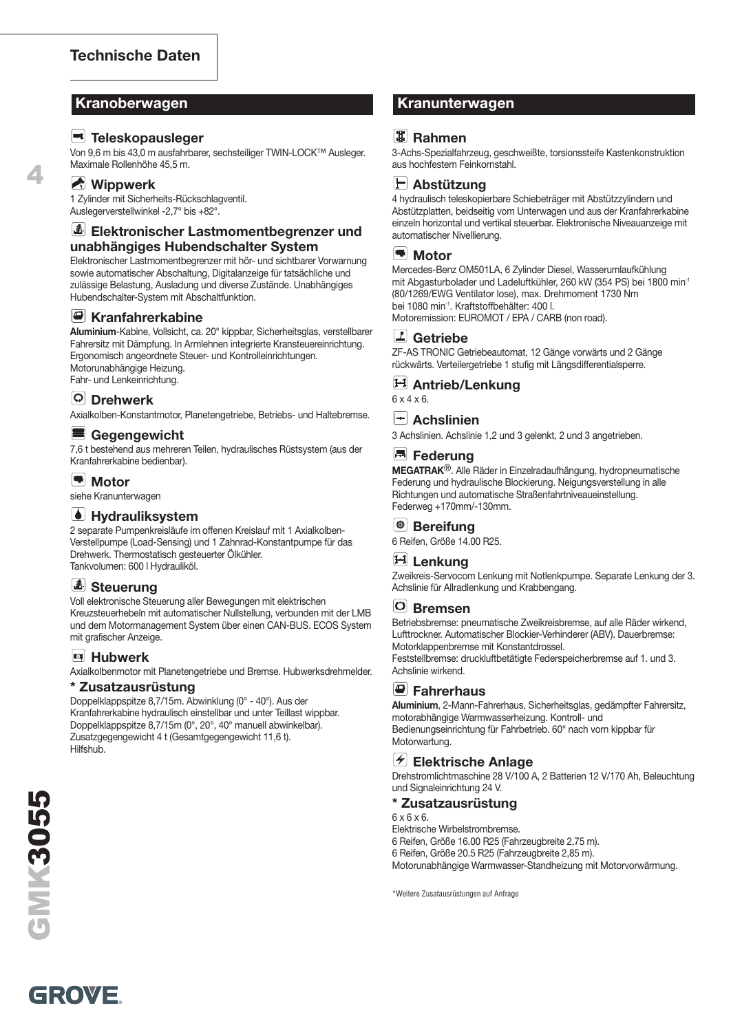# Technische Daten

## Kranoberwagen

### Teleskopausleger

Von 9,6 m bis 43,0 m ausfahrbarer, sechsteiliger TWIN-LOCK™ Ausleger. Maximale Rollenhöhe 45,5 m.

### Wippwerk

1 Zylinder mit Sicherheits-Rückschlagventil.
Auslegerverstellwinkel -2,7° bis +82°.

### Elektronischer Lastmomentbegrenzer und unabhängiges Hubendschalter System

Elektronischer Lastmomentbegrenzer mit hör- und sichtbarer Vorwarnung sowie automatischer Abschaltung, Digitalanzeige für tatsächliche und zulässige Belastung, Ausladung und diverse Zustände. Unabhängiges Hubendschalter-System mit Abschaltfunktion.

### Kranfahrerkabine

**Aluminium**-Kabine, Vollsicht, ca. 20° kippbar, Sicherheitsglas, verstellbarer Fahrersitz mit Dämpfung. In Armlehnen integrierte Kransteuereinrichtung. Ergonomisch angeordnete Steuer- und Kontrolleinrichtungen.
Motorunabhängige Heizung.
Fahr- und Lenkeinrichtung.

### Drehwerk

Axialkolben-Konstantmotor, Planetengetriebe, Betriebs- und Haltebremse.

### Gegengewicht

7,6 t bestehend aus mehreren Teilen, hydraulisches Rüstsystem (aus der Kranfahrerkabine bedienbar).

### Motor

siehe Kranunterwagen

### Hydrauliksystem

2 separate Pumpenkreisläufe im offenen Kreislauf mit 1 Axialkolben-Verstellpumpe (Load-Sensing) und 1 Zahnrad-Konstantpumpe für das Drehwerk. Thermostatisch gesteuerter Ölkühler.
Tankvolumen: 600 l Hydrauliköl.

### Steuerung

Voll elektronische Steuerung aller Bewegungen mit elektrischen Kreuzsteuerhebeln mit automatischer Nullstellung, verbunden mit der LMB und dem Motormanagement System über einen CAN-BUS. ECOS System mit grafischer Anzeige.

### Hubwerk

Axialkolbenmotor mit Planetengetriebe und Bremse. Hubwerksdrehmelder.

### * Zusatzausrüstung

Doppelklappspitze 8,7/15m. Abwinklung (0° - 40°). Aus der Kranfahrerkabine hydraulisch einstellbar und unter Teillast wippbar.
Doppelklappspitze 8,7/15m (0°, 20°, 40° manuell abwinkelbar).
Zusatzgegengewicht 4 t (Gesamtgegengewicht 11,6 t).
Hilfshub.

## Kranunterwagen

### Rahmen

3-Achs-Spezialfahrzeug, geschweißte, torsionssteife Kastenkonstruktion aus hochfestem Feinkornstahl.

### Abstützung

4 hydraulisch teleskopierbare Schiebeträger mit Abstützzylindern und Abstützplatten, beidseitig vom Unterwagen und aus der Kranfahrerkabine einzeln horizontal und vertikal steuerbar. Elektronische Niveauanzeige mit automatischer Nivellierung.

### Motor

Mercedes-Benz OM501LA, 6 Zylinder Diesel, Wasserumlaufkühlung mit Abgasturbolader und Ladeluftkühler, 260 kW (354 PS) bei 1800 $min^{-1}$ (80/1269/EWG Ventilator lose), max. Drehmoment 1730 Nm bei 1080 $min^{-1}$. Kraftstoffbehälter: 400 l.
Motoremission: EUROMOT / EPA / CARB (non road).

### Getriebe

ZF-AS TRONIC Getriebeautomat, 12 Gänge vorwärts und 2 Gänge rückwärts. Verteilergetriebe 1 stufig mit Längsdifferentialsperre.

### Antrieb/Lenkung

6 x 4 x 6.

### Achslinien

3 Achslinien. Achslinie 1,2 und 3 gelenkt, 2 und 3 angetrieben.

### Federung

**MEGATRAK**®. Alle Räder in Einzelradaufhängung, hydropneumatische Federung und hydraulische Blockierung. Neigungsverstellung in alle Richtungen und automatische Straßenfahrtniveaueinstellung.
Federweg +170mm/-130mm.

### Bereifung

6 Reifen, Größe 14.00 R25.

### Lenkung

Zweikreis-Servocom Lenkung mit Notlenkpumpe. Separate Lenkung der 3. Achslinie für Allradlenkung und Krabbengang.

### Bremsen

Betriebsbremse: pneumatische Zweikreisbremse, auf alle Räder wirkend, Lufttrockner. Automatischer Blockier-Verhinderer (ABV). Dauerbremse: Motorklappenbremse mit Konstantdrossel.
Feststellbremse: druckluftbetätigte Federspeicherbremse auf 1. und 3. Achslinie wirkend.

### Fahrerhaus

**Aluminium**, 2-Mann-Fahrerhaus, Sicherheitsglas, gedämpfter Fahrersitz, motorabhängige Warmwasserheizung. Kontroll- und Bedienungseinrichtung für Fahrbetrieb. 60° nach vorn kippbar für Motorwartung.

### Elektrische Anlage

Drehstromlichtmaschine 28 V/100 A, 2 Batterien 12 V/170 Ah, Beleuchtung und Signaleinrichtung 24 V.

### * Zusatzausrüstung

6 x 6 x 6.
Elektrische Wirbelstrombremse.
6 Reifen, Größe 16.00 R25 (Fahrzeugbreite 2,75 m).
6 Reifen, Größe 20.5 R25 (Fahrzeugbreite 2,85 m).
Motorunabhängige Warmwasser-Standheizung mit Motorvorwärmung.

*Weitere Zusatausrüstungen auf Anfrage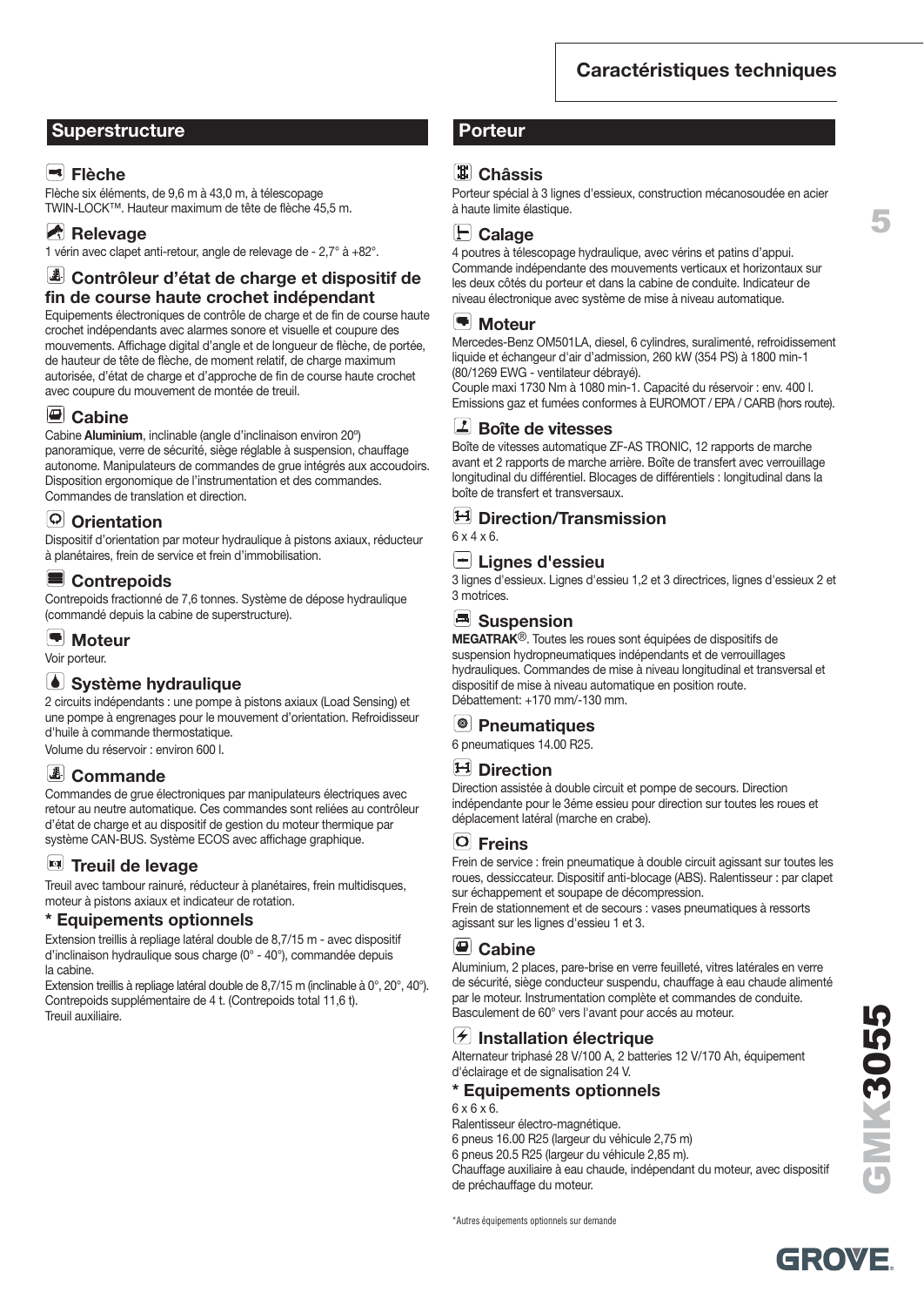# Caractéristiques techniques

## Superstructure

### Flèche

Flèche six éléments, de 9,6 m à 43,0 m, à télescopage TWIN-LOCK™. Hauteur maximum de tête de flèche 45,5 m.

### Relevage

1 vérin avec clapet anti-retour, angle de relevage de - 2,7° à +82°.

### Contrôleur d'état de charge et dispositif de fin de course haute crochet indépendant

Equipements électroniques de contrôle de charge et de fin de course haute crochet indépendants avec alarmes sonore et visuelle et coupure des mouvements. Affichage digital d'angle et de longueur de flèche, de portée, de hauteur de tête de flèche, de moment relatif, de charge maximum autorisée, d'état de charge et d'approche de fin de course haute crochet avec coupure du mouvement de montée de treuil.

### Cabine

Cabine **Aluminium**, inclinable (angle d'inclinaison environ 20º) panoramique, verre de sécurité, siège réglable à suspension, chauffage autonome. Manipulateurs de commandes de grue intégrés aux accoudoirs. Disposition ergonomique de l'instrumentation et des commandes. Commandes de translation et direction.

### Orientation

Dispositif d'orientation par moteur hydraulique à pistons axiaux, réducteur à planétaires, frein de service et frein d'immobilisation.

### Contrepoids

Contrepoids fractionné de 7,6 tonnes. Système de dépose hydraulique (commandé depuis la cabine de superstructure).

### Moteur

Voir porteur.

### Système hydraulique

2 circuits indépendants : une pompe à pistons axiaux (Load Sensing) et une pompe à engrenages pour le mouvement d'orientation. Refroidisseur d'huile à commande thermostatique.

Volume du réservoir : environ 600 l.

### Commande

Commandes de grue électroniques par manipulateurs électriques avec retour au neutre automatique. Ces commandes sont reliées au contrôleur d'état de charge et au dispositif de gestion du moteur thermique par système CAN-BUS. Système ECOS avec affichage graphique.

### Treuil de levage

Treuil avec tambour rainuré, réducteur à planétaires, frein multidisques, moteur à pistons axiaux et indicateur de rotation.

### * Equipements optionnels

Extension treillis à repliage latéral double de 8,7/15 m - avec dispositif d'inclinaison hydraulique sous charge (0° - 40°), commandée depuis la cabine.

Extension treillis à repliage latéral double de 8,7/15 m (inclinable à 0°, 20°, 40°).

Contrepoids supplémentaire de 4 t. (Contrepoids total 11,6 t).

Treuil auxiliaire.

## Porteur

### Châssis

Porteur spécial à 3 lignes d'essieux, construction mécanosoudée en acier à haute limite élastique.

### Calage

4 poutres à télescopage hydraulique, avec vérins et patins d'appui. Commande indépendante des mouvements verticaux et horizontaux sur les deux côtés du porteur et dans la cabine de conduite. Indicateur de niveau électronique avec système de mise à niveau automatique.

### Moteur

Mercedes-Benz OM501LA, diesel, 6 cylindres, suralimenté, refroidissement liquide et échangeur d'air d'admission, 260 kW (354 PS) à 1800 min-1 (80/1269 EWG - ventilateur débrayé).

Couple maxi 1730 Nm à 1080 min-1. Capacité du réservoir : env. 400 l. Emissions gaz et fumées conformes à EUROMOT / EPA / CARB (hors route).

### Boîte de vitesses

Boîte de vitesses automatique ZF-AS TRONIC, 12 rapports de marche avant et 2 rapports de marche arrière. Boîte de transfert avec verrouillage longitudinal du différentiel. Blocages de différentiels : longitudinal dans la boîte de transfert et transversaux.

### Direction/Transmission

6 x 4 x 6.

### Lignes d'essieu

3 lignes d'essieux. Lignes d'essieu 1,2 et 3 directrices, lignes d'essieux 2 et 3 motrices.

### Suspension

**MEGATRAK**®. Toutes les roues sont équipées de dispositifs de suspension hydropneumatiques indépendants et de verrouillages hydrauliques. Commandes de mise à niveau longitudinal et transversal et dispositif de mise à niveau automatique en position route.

Débattement: +170 mm/-130 mm.

### Pneumatiques

6 pneumatiques 14.00 R25.

### Direction

Direction assistée à double circuit et pompe de secours. Direction indépendante pour le 3éme essieu pour direction sur toutes les roues et déplacement latéral (marche en crabe).

### Freins

Frein de service : frein pneumatique à double circuit agissant sur toutes les roues, dessiccateur. Dispositif anti-blocage (ABS). Ralentisseur : par clapet sur échappement et soupape de décompression.

Frein de stationnement et de secours : vases pneumatiques à ressorts agissant sur les lignes d'essieu 1 et 3.

### Cabine

Aluminium, 2 places, pare-brise en verre feuilleté, vitres latérales en verre de sécurité, siège conducteur suspendu, chauffage à eau chaude alimenté par le moteur. Instrumentation complète et commandes de conduite. Basculement de 60° vers l'avant pour accés au moteur.

### Installation électrique

Alternateur triphasé 28 V/100 A, 2 batteries 12 V/170 Ah, équipement d'éclairage et de signalisation 24 V.

### * Equipements optionnels

6 x 6 x 6.

Ralentisseur électro-magnétique.

6 pneus 16.00 R25 (largeur du véhicule 2,75 m)

6 pneus 20.5 R25 (largeur du véhicule 2,85 m).

Chauffage auxiliaire à eau chaude, indépendant du moteur, avec dispositif de préchauffage du moteur.

*Autres équipements optionnels sur demande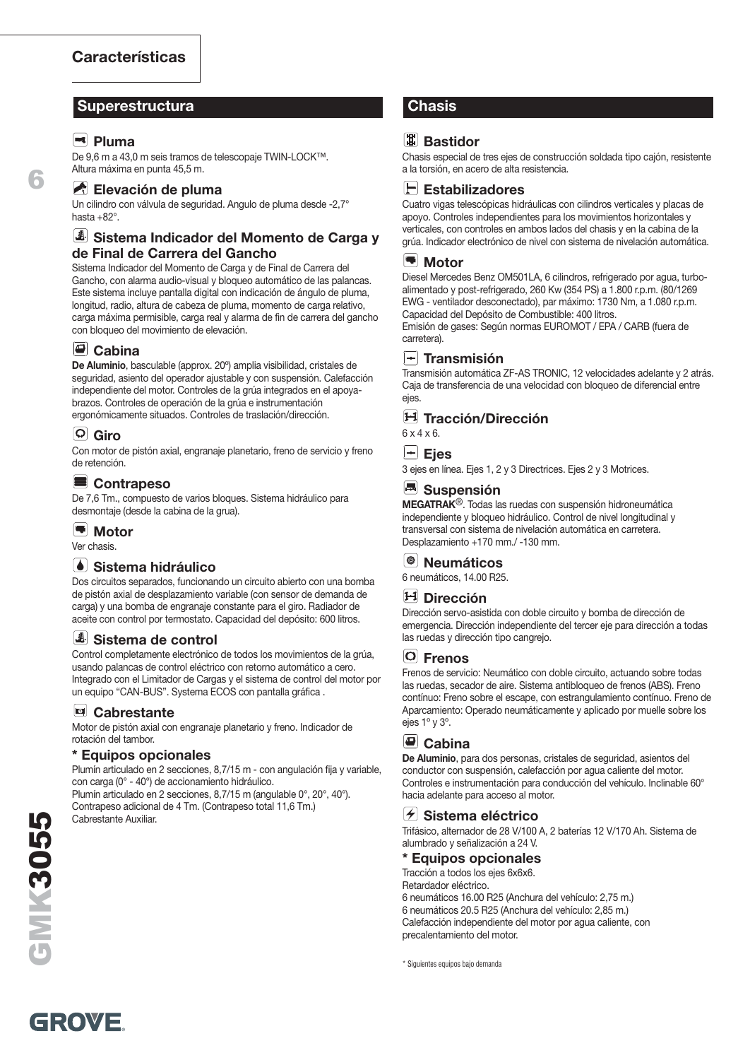# Características

## Superestructura

### Pluma
De 9,6 m a 43,0 m seis tramos de telescopaje TWIN-LOCK™. Altura máxima en punta 45,5 m.

### Elevación de pluma
Un cilindro con válvula de seguridad. Angulo de pluma desde -2,7° hasta +82°.

### Sistema Indicador del Momento de Carga y de Final de Carrera del Gancho
Sistema Indicador del Momento de Carga y de Final de Carrera del Gancho, con alarma audio-visual y bloqueo automático de las palancas. Este sistema incluye pantalla digital con indicación de ángulo de pluma, longitud, radio, altura de cabeza de pluma, momento de carga relativo, carga máxima permisible, carga real y alarma de fin de carrera del gancho con bloqueo del movimiento de elevación.

### Cabina
**De Aluminio**, basculable (approx. 20º) amplia visibilidad, cristales de seguridad, asiento del operador ajustable y con suspensión. Calefacción independiente del motor. Controles de la grúa integrados en el apoya-brazos. Controles de operación de la grúa e instrumentación ergonómicamente situados. Controles de traslación/dirección.

### Giro
Con motor de pistón axial, engranaje planetario, freno de servicio y freno de retención.

### Contrapeso
De 7,6 Tm., compuesto de varios bloques. Sistema hidráulico para desmontaje (desde la cabina de la grua).

### Motor
Ver chasis.

### Sistema hidráulico
Dos circuitos separados, funcionando un circuito abierto con una bomba de pistón axial de desplazamiento variable (con sensor de demanda de carga) y una bomba de engranaje constante para el giro. Radiador de aceite con control por termostato. Capacidad del depósito: 600 litros.

### Sistema de control
Control completamente electrónico de todos los movimientos de la grúa, usando palancas de control eléctrico con retorno automático a cero. Integrado con el Limitador de Cargas y el sistema de control del motor por un equipo "CAN-BUS". Systema ECOS con pantalla gráfica .

### Cabrestante
Motor de pistón axial con engranaje planetario y freno. Indicador de rotación del tambor.

### * Equipos opcionales
Plumín articulado en 2 secciones, 8,7/15 m - con angulación fija y variable, con carga (0° - 40°) de accionamiento hidráulico.
Plumín articulado en 2 secciones, 8,7/15 m (angulable 0°, 20°, 40°).
Contrapeso adicional de 4 Tm. (Contrapeso total 11,6 Tm.)
Cabrestante Auxiliar.

## Chasis

### Bastidor
Chasis especial de tres ejes de construcción soldada tipo cajón, resistente a la torsión, en acero de alta resistencia.

### Estabilizadores
Cuatro vigas telescópicas hidráulicas con cilindros verticales y placas de apoyo. Controles independientes para los movimientos horizontales y verticales, con controles en ambos lados del chasis y en la cabina de la grúa. Indicador electrónico de nivel con sistema de nivelación automática.

### Motor
Diesel Mercedes Benz OM501LA, 6 cilindros, refrigerado por agua, turbo-alimentado y post-refrigerado, 260 Kw (354 PS) a 1.800 r.p.m. (80/1269 EWG - ventilador desconectado), par máximo: 1730 Nm, a 1.080 r.p.m. Capacidad del Depósito de Combustible: 400 litros.
Emisión de gases: Según normas EUROMOT / EPA / CARB (fuera de carretera).

### Transmisión
Transmisión automática ZF-AS TRONIC, 12 velocidades adelante y 2 atrás. Caja de transferencia de una velocidad con bloqueo de diferencial entre ejes.

### Tracción/Dirección
6 x 4 x 6.

### Ejes
3 ejes en línea. Ejes 1, 2 y 3 Directrices. Ejes 2 y 3 Motrices.

### Suspensión
**MEGATRAK**®. Todas las ruedas con suspensión hidroneumática independiente y bloqueo hidráulico. Control de nivel longitudinal y transversal con sistema de nivelación automática en carretera. Desplazamiento +170 mm./ -130 mm.

### Neumáticos
6 neumáticos, 14.00 R25.

### Dirección
Dirección servo-asistida con doble circuito y bomba de dirección de emergencia. Dirección independiente del tercer eje para dirección a todas las ruedas y dirección tipo cangrejo.

### Frenos
Frenos de servicio: Neumático con doble circuito, actuando sobre todas las ruedas, secador de aire. Sistema antibloqueo de frenos (ABS). Freno contínuo: Freno sobre el escape, con estrangulamiento contínuo. Freno de Aparcamiento: Operado neumáticamente y aplicado por muelle sobre los ejes 1º y 3º.

### Cabina
**De Aluminio**, para dos personas, cristales de seguridad, asientos del conductor con suspensión, calefacción por agua caliente del motor. Controles e instrumentación para conducción del vehículo. Inclinable 60° hacia adelante para acceso al motor.

### Sistema eléctrico
Trifásico, alternador de 28 V/100 A, 2 baterías 12 V/170 Ah. Sistema de alumbrado y señalización a 24 V.

### * Equipos opcionales
Tracción a todos los ejes 6x6x6.
Retardador eléctrico.
6 neumáticos 16.00 R25 (Anchura del vehículo: 2,75 m.)
6 neumáticos 20.5 R25 (Anchura del vehículo: 2,85 m.)
Calefacción independiente del motor por agua caliente, con precalentamiento del motor.

* Siguientes equipos bajo demanda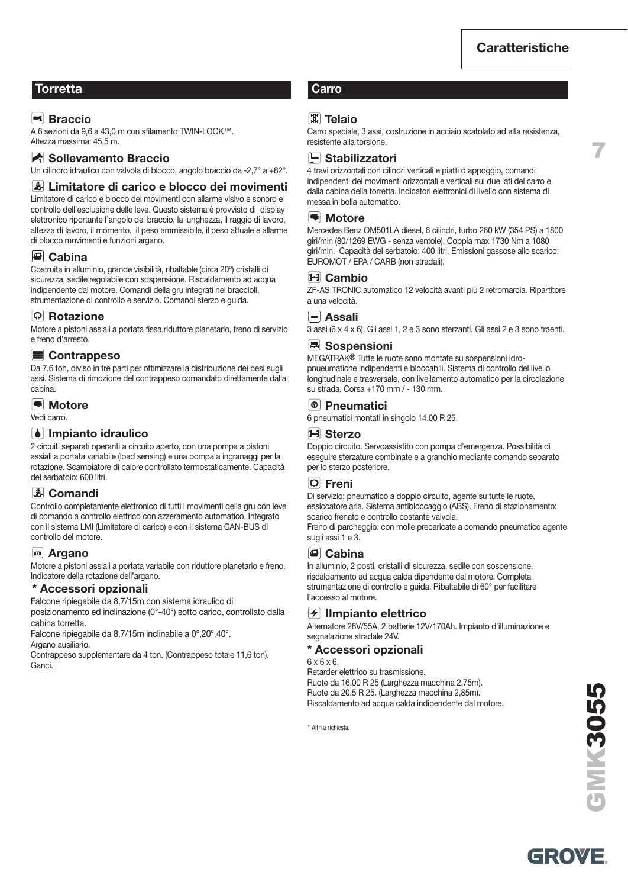# Caratteristiche

## Torretta

### Braccio
A 6 sezioni da 9,6 a 43,0 m con sfilamento TWIN-LOCK™.
Altezza massima: 45,5 m.

### Sollevamento Braccio
Un cilindro idraulico con valvola di blocco, angolo braccio da -2,7° a +82°.

### Limitatore di carico e blocco dei movimenti
Limitatore di carico e blocco dei movimenti con allarme visivo e sonoro e controllo dell'esclusione delle leve. Questo sistema è provvisto di display elettronico riportante l'angolo del braccio, la lunghezza, il raggio di lavoro, altezza di lavoro, il momento, il peso ammissibile, il peso attuale e allarme di blocco movimenti e funzioni argano.

### Cabina
Costruita in alluminio, grande visibilità, ribaltable (circa 20°) cristalli di sicurezza, sedile regolabile con sospensione. Riscaldamento ad acqua indipendente dal motore. Comandi della gru integrati nei braccioli, strumentazione di controllo e servizio. Comandi sterzo e guida.

### Rotazione
Motore a pistoni assiali a portata fissa,riduttore planetario, freno di servizio e freno d'arresto.

### Contrappeso
Da 7,6 ton, diviso in tre parti per ottimizzare la distribuzione dei pesi sugli assi. Sistema di rimozione del contrappeso comandato direttamente dalla cabina.

### Motore
Vedi carro.

### Impianto idraulico
2 circuiti separati operanti a circuito aperto, con una pompa a pistoni assiali a portata variabile (load sensing) e una pompa a ingranaggi per la rotazione. Scambiatore di calore controllato termostaticamente. Capacità del serbatoio: 600 litri.

### Comandi
Controllo completamente elettronico di tutti i movimenti della gru con leve di comando a controllo elettrico con azzeramento automatico. Integrato con il sistema LMI (Limitatore di carico) e con il sistema CAN-BUS di controllo del motore.

### Argano
Motore a pistoni assiali a portata variabile con riduttore planetario e freno. Indicatore della rotazione dell'argano.

### * Accessori opzionali
Falcone ripiegabile da 8,7/15m con sistema idraulico di posizionamento ed inclinazione (0°-40°) sotto carico, controllato dalla cabina torretta.
Falcone ripiegabile da 8,7/15m inclinabile a 0°,20°,40°.
Argano ausiliario.
Contrappeso supplementare da 4 ton. (Contrappeso totale 11,6 ton).
Ganci.

## Carro

### Telaio
Carro speciale, 3 assi, costruzione in acciaio scatolato ad alta resistenza, resistente alla torsione.

### Stabilizzatori
4 travi orizzontali con cilindri verticali e piatti d'appoggio, comandi indipendenti dei movimenti orizzontali e verticali sui due lati del carro e dalla cabina della torretta. Indicatori elettronici di livello con sistema di messa in bolla automatico.

### Motore
Mercedes Benz OM501LA diesel, 6 cilindri, turbo 260 kW (354 PS) a 1800 giri/min (80/1269 EWG - senza ventole). Coppia max 1730 Nm a 1080 giri/min. Capacità del serbatoio: 400 litri. Emissioni gassose allo scarico: EUROMOT / EPA / CARB (non stradali).

### Cambio
ZF-AS TRONIC automatico 12 velocità avanti più 2 retromarcia. Ripartitore a una velocità.

### Assali
3 assi (6 x 4 x 6). Gli assi 1, 2 e 3 sono sterzanti. Gli assi 2 e 3 sono traenti.

### Sospensioni
MEGATRAK® Tutte le ruote sono montate su sospensioni idro-pnueumatiche indipendenti e bloccabili. Sistema di controllo del livello longitudinale e trasversale, con livellamento automatico per la circolazione su strada. Corsa +170 mm / - 130 mm.

### Pneumatici
6 pneumatici montati in singolo 14.00 R 25.

### Sterzo
Doppio circuito. Servoassistito con pompa d'emergenza. Possibilità di eseguire sterzature combinate e a granchio mediante comando separato per lo sterzo posteriore.

### Freni
Di servizio: pneumatico a doppio circuito, agente su tutte le ruote, essiccatore aria. Sistema antibloccaggio (ABS). Freno di stazionamento: scarico frenato e controllo costante valvola.
Freno di parcheggio: con molle precaricate a comando pneumatico agente sugli assi 1 e 3.

### Cabina
In alluminio, 2 posti, cristalli di sicurezza, sedile con sospensione, riscaldamento ad acqua calda dipendente dal motore. Completa strumentazione di controllo e guida. Ribaltabile di 60° per facilitare l'accesso al motore.

### IImpianto elettrico
Alternatore 28V/55A, 2 batterie 12V/170Ah. Impianto d'illuminazione e segnalazione stradale 24V.

### * Accessori opzionali
6 x 6 x 6.
Retarder elettrico su trasmissione.
Ruote da 16.00 R 25 (Larghezza macchina 2,75m).
Ruote da 20.5 R 25. (Larghezza macchina 2,85m).
Riscaldamento ad acqua calda indipendente dal motore.

* Altri a richiesta.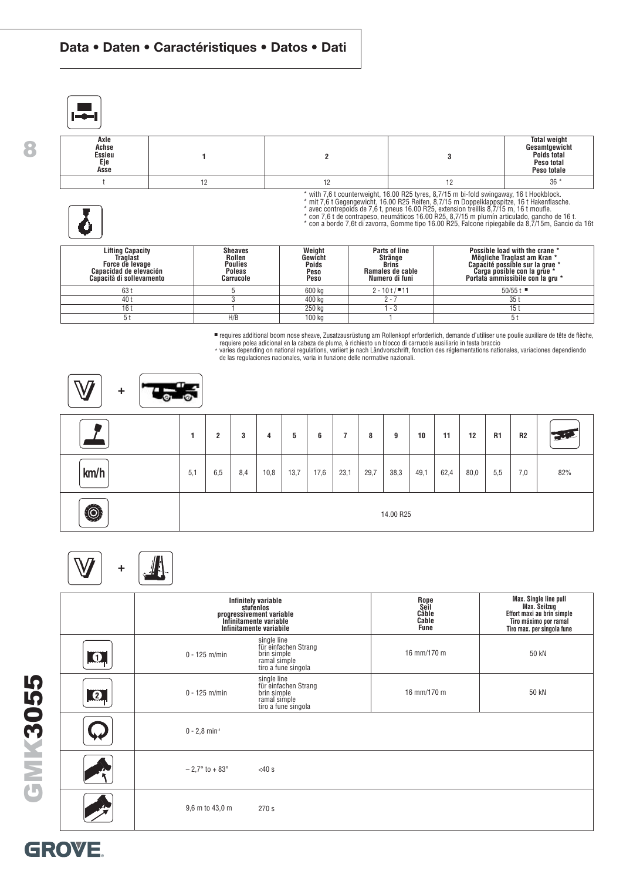## Data • Daten • Caractéristiques • Datos • Dati

| Axle<br>Achse<br>Essieu<br>Eje<br>Asse | 1 | 2 | 3 | Total weight<br>Gesamtgewicht<br>Poids total<br>Peso total<br>Peso totale |
|---|---|---|---|---|
| t | 12 | 12 | 12 | 36 * |

\* with 7,6 t counterweight, 16.00 R25 tyres, 8,7/15 m bi-fold swingaway, 16 t Hookblock.
\* mit 7,6 t Gegengewicht, 16.00 R25 Reifen, 8,7/15 m Doppelklappspitze, 16 t Hakenflasche.
\* avec contrepoids de 7,6 t, pneus 16.00 R25, extension treillis 8,7/15 m, 16 t moufle.
\* con 7,6 t de contrapeso, neumáticos 16.00 R25, 8,7/15 m plumín articulado, gancho de 16 t.
\* con a bordo 7,6t di zavorra, Gomme tipo 16.00 R25, Falcone ripiegabile da 8,7/15m, Gancio da 16t

| Lifting Capacity<br>Traglast<br>Force de levage<br>Capacidad de elevación<br>Capacità di sollevamento | Sheaves<br>Rollen<br>Poulies<br>Poleas<br>Carrucole | Weight<br>Gewicht<br>Poids<br>Peso<br>Peso | Parts of line<br>Stränge<br>Brins<br>Ramales de cable<br>Numero di funi | Possible load with the crane *<br>Mögliche Traglast am Kran *<br>Capacité possible sur la grue *<br>Carga posible con la grue *<br>Portata ammissibile con la gru * |
|---|---|---|---|---|
| 63 t | 5 | 600 kg | 2 - 10 t / ■ 11 | 50/55 t ■ |
| 40 t | 3 | 400 kg | 2 - 7 | 35 t |
| 16 t | 1 | 250 kg | 1 - 3 | 15 t |
| 5 t | H/B | 100 kg | 1 | 5 t |

■ requires additional boom nose sheave, Zusatzausrüstung am Rollenkopf erforderlich, demande d'utiliser une poulie auxiliare de tête de flèche, requiere polea adicional en la cabeza de pluma, è richiesto un blocco di carrucole ausiliario in testa braccio
\* varies depending on national regulations, variiert je nach Ländvorschrift, fonction des réglementations nationales, variaciones dependiendo de las regulaciones nacionales, varia in funzione delle normative nazionali.

|  | 1 | 2 | 3 | 4 | 5 | 6 | 7 | 8 | 9 | 10 | 11 | 12 | R1 | R2 |  |
|---|---|---|---|---|---|---|---|---|---|---|---|---|---|---|---|
| km/h | 5,1 | 6,5 | 8,4 | 10,8 | 13,7 | 17,6 | 23,1 | 29,7 | 38,3 | 49,1 | 62,4 | 80,0 | 5,5 | 7,0 | 82% |
|  | 14.00 R25 | | | | | | | | | | | | | | |

|  | Infinitely variable<br>stufenlos<br>progressivement variable<br>Infinitamente variable<br>Infinitamente variabile | | Rope<br>Seil<br>Câble<br>Cable<br>Fune | Max. Single line pull<br>Max. Seilzug<br>Effort maxi au brin simple<br>Tiro máximo por ramal<br>Tiro max. per singola fune |
|---|---|---|---|---|
| 1 | 0 - 125 m/min | single line<br>für einfachen Strang<br>brin simple<br>ramal simple<br>tiro a fune singola | 16 mm/170 m | 50 kN |
| 2 | 0 - 125 m/min | single line<br>für einfachen Strang<br>brin simple<br>ramal simple<br>tiro a fune singola | 16 mm/170 m | 50 kN |
|  | 0 - 2,8 min⁻¹ | | | |
|  | – 2,7° to + 83° | <40 s | | |
|  | 9,6 m to 43,0 m | 270 s | | |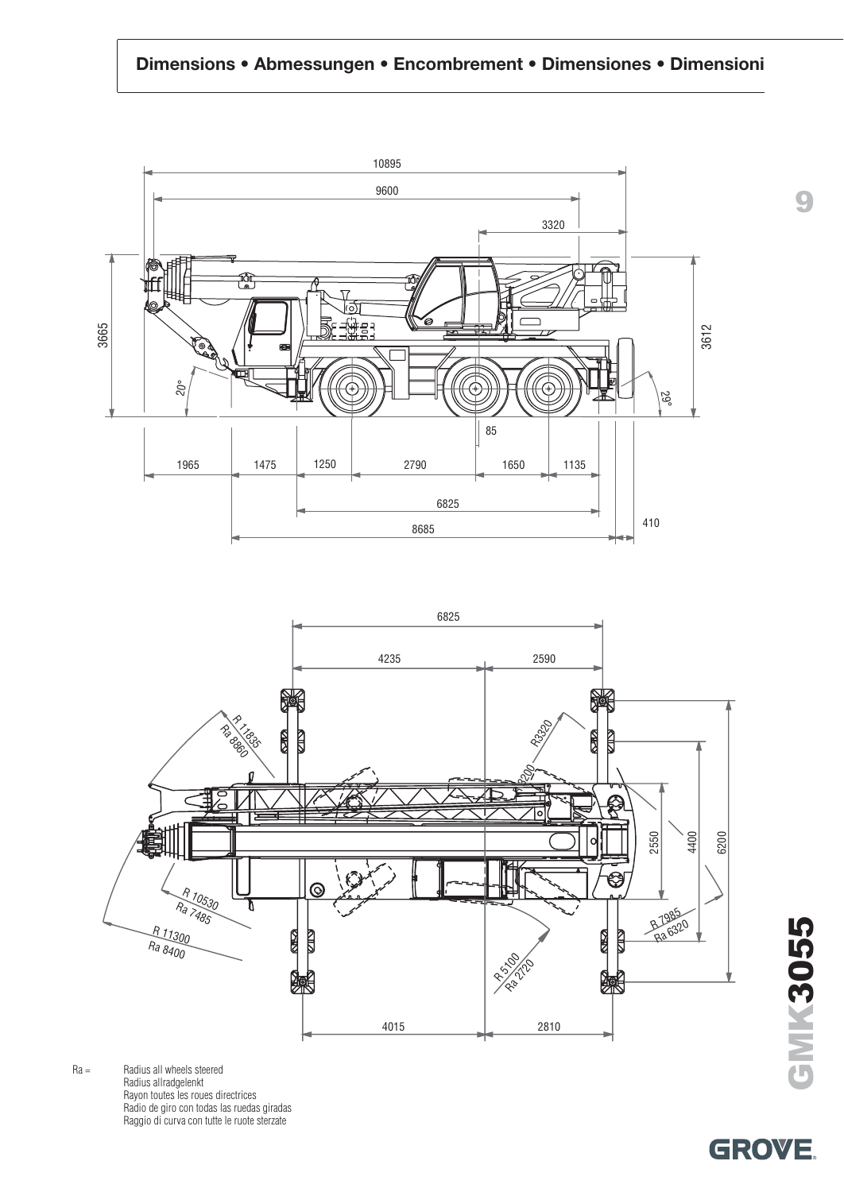# Dimensions • Abmessungen • Encombrement • Dimensiones • Dimensioni

10895

9600

3320

3665

3612

20°

29°

85

1965 | 1475 | 1250 | 2790 | 1650 | 1135

6825

8685

410

6825

4235 | 2590

R 11835
Ra 8860

R3320

R 10530
Ra 7485

R 11300
Ra 8400

R 5100
Ra 2720

R 7985
Ra 6320

2550

4400

6200

4015 | 2810

Ra = Radius all wheels steered
Radius allradgelenkt
Rayon toutes les roues directrices
Radio de giro con todas las ruedas giradas
Raggio di curva con tutte le ruote sterzate

GMK3055

GROVE.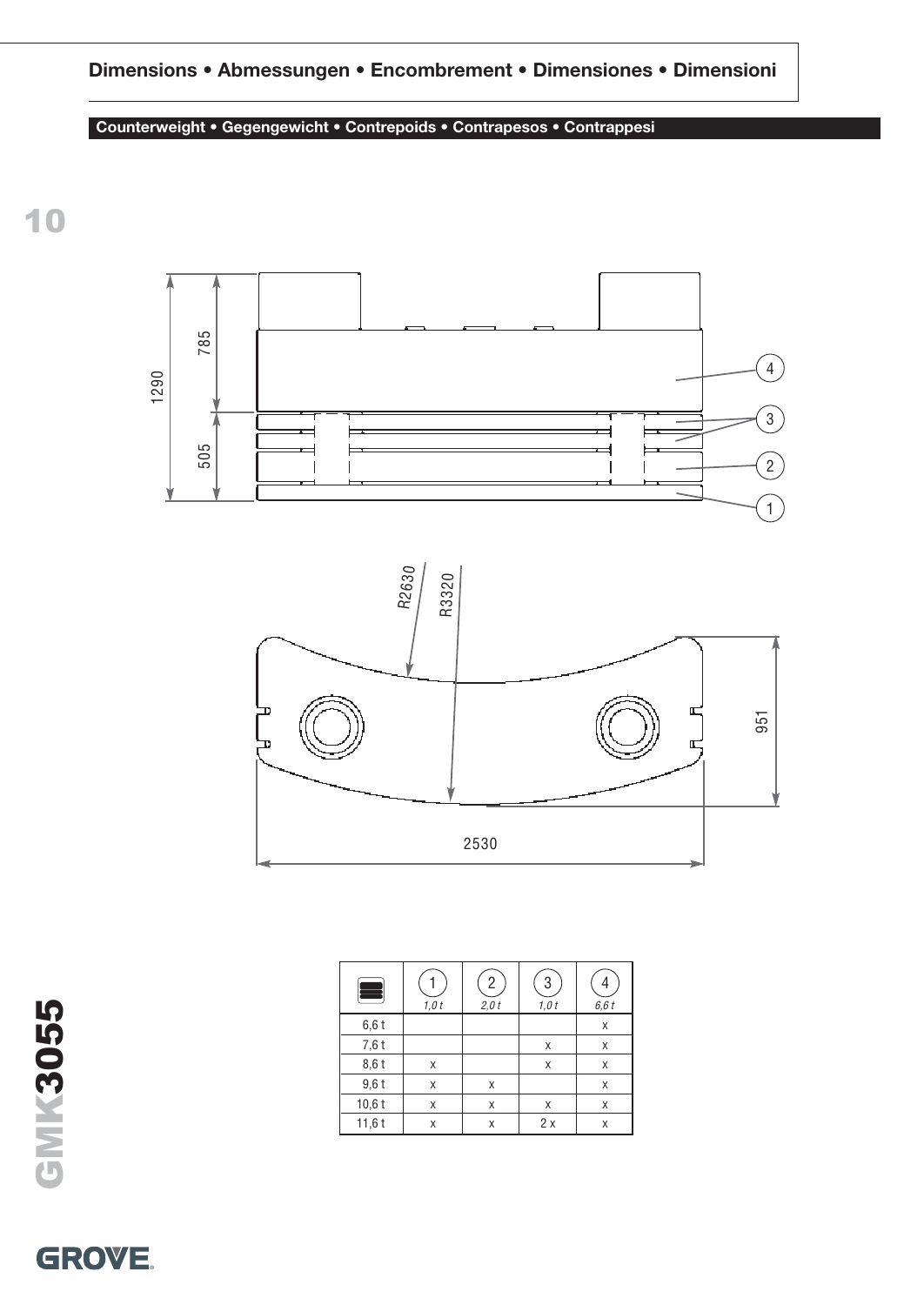## Dimensions • Abmessungen • Encombrement • Dimensiones • Dimensioni

### Counterweight • Gegengewicht • Contrepoids • Contrapesos • Contrappesi

1290

785

505

4

3

2

1

R2630

R3320

951

2530

| | 1 *1,0 t* | 2 *2,0 t* | 3 *1,0 t* | 4 *6,6 t* |
|---|---|---|---|---|
| 6,6 t | | | | x |
| 7,6 t | | | x | x |
| 8,6 t | x | | x | x |
| 9,6 t | x | x | | x |
| 10,6 t | x | x | x | x |
| 11,6 t | x | x | 2 x | x |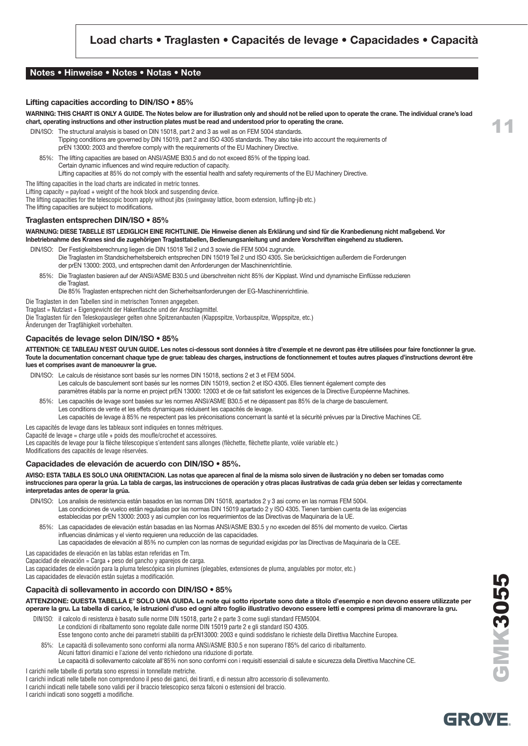## Load charts • Traglasten • Capacités de levage • Capacidades • Capacità

### Notes • Hinweise • Notes • Notas • Note

#### Lifting capacities according to DIN/ISO • 85%

**WARNING: THIS CHART IS ONLY A GUIDE. The Notes below are for illustration only and should not be relied upon to operate the crane. The individual crane's load chart, operating instructions and other instruction plates must be read and understood prior to operating the crane.**

DIN/ISO: The structural analysis is based on DIN 15018, part 2 and 3 as well as on FEM 5004 standards.
Tipping conditions are governed by DIN 15019, part 2 and ISO 4305 standards. They also take into account the requirements of prEN 13000: 2003 and therefore comply with the requirements of the EU Machinery Directive.

85%: The lifting capacities are based on ANSI/ASME B30.5 and do not exceed 85% of the tipping load.
Certain dynamic influences and wind require reduction of capacity.
Lifting capacities at 85% do not comply with the essential health and safety requirements of the EU Machinery Directive.

The lifting capacities in the load charts are indicated in metric tonnes.
Lifting capacity = payload + weight of the hook block and suspending device.
The lifting capacities for the telescopic boom apply without jibs (swingaway lattice, boom extension, luffing-jib etc.)
The lifting capacities are subject to modifications.

#### Traglasten entsprechen DIN/ISO • 85%

**WARNUNG: DIESE TABELLE IST LEDIGLICH EINE RICHTLINIE. Die Hinweise dienen als Erklärung und sind für die Kranbedienung nicht maßgebend. Vor Inbetriebnahme des Kranes sind die zugehörigen Traglasttabellen, Bedienungsanleitung und andere Vorschriften eingehend zu studieren.**

DIN/ISO: Der Festigkeitsberechnung liegen die DIN 15018 Teil 2 und 3 sowie die FEM 5004 zugrunde.
Die Traglasten im Standsicherheitsbereich entsprechen DIN 15019 Teil 2 und ISO 4305. Sie berücksichtigen außerdem die Forderungen der prEN 13000: 2003, und entsprechen damit den Anforderungen der Maschinenrichtlinie.

85%: Die Traglasten basieren auf der ANSI/ASME B30.5 und überschreiten nicht 85% der Kipplast. Wind und dynamische Einflüsse reduzieren die Traglast.
Die 85% Traglasten entsprechen nicht den Sicherheitsanforderungen der EG-Maschinenrichtlinie.

Die Traglasten in den Tabellen sind in metrischen Tonnen angegeben.
Traglast = Nutzlast + Eigengewicht der Hakenflasche und der Anschlagmittel.
Die Traglasten für den Teleskopausleger gelten ohne Spitzenanbauten (Klappspitze, Vorbauspitze, Wippspitze, etc.)
Änderungen der Tragfähigkeit vorbehalten.

#### Capacités de levage selon DIN/ISO • 85%

**ATTENTION: CE TABLEAU N'EST QU'UN GUIDE. Les notes ci-dessous sont données à titre d'exemple et ne devront pas être utilisées pour faire fonctionner la grue. Toute la documentation concernant chaque type de grue: tableau des charges, instructions de fonctionnement et toutes autres plaques d'instructions devront être lues et comprises avant de manoeuvrer la grue.**

DIN/ISO: Le calculs de résistance sont basés sur les normes DIN 15018, sections 2 et 3 et FEM 5004.
Les calculs de basculement sont basés sur les normes DIN 15019, section 2 et ISO 4305. Elles tiennent également compte des paramètres établis par la norme en project prEN 13000: 12003 et de ce fait satisfont les exigences de la Directive Européenne Machines.

85%: Les capacités de levage sont basées sur les normes ANSI/ASME B30.5 et ne dépassent pas 85% de la charge de basculement.
Les conditions de vente et les effets dynamiques réduisent les capacités de levage.
Les capacités de levage à 85% ne respectent pas les préconisations concernant la santé et la sécurité prévues par la Directive Machines CE.

Les capacités de levage dans les tableaux sont indiquées en tonnes métriques.
Capacité de levage = charge utile + poids des moufle/crochet et accessoires.
Les capacités de levage pour la flèche télescopique s'entendent sans allonges (flèchette, flèchette pliante, volée variable etc.)
Modifications des capacités de levage réservées.

#### Capacidades de elevación de acuerdo con DIN/ISO • 85%.

**AVISO: ESTA TABLA ES SOLO UNA ORIENTACION. Las notas que aparecen al final de la misma solo sirven de ilustración y no deben ser tomadas como instrucciones para operar la grúa. La tabla de cargas, las instrucciones de operación y otras placas ilustrativas de cada grúa deben ser leídas y correctamente interpretadas antes de operar la grúa.**

DIN/ISO: Los analisis de resistencia están basados en las normas DIN 15018, apartados 2 y 3 asi como en las normas FEM 5004.
Las condiciones de vuelco están reguladas por las normas DIN 15019 apartado 2 y ISO 4305. Tienen tambien cuenta de las exigencias establecidas por prEN 13000: 2003 y asi cumplen con los requerimientos de las Directivas de Maquinaria de la UE.

85%: Las capacidades de elevación están basadas en las Normas ANSI/ASME B30.5 y no exceden del 85% del momento de vuelco. Ciertas influencias dinámicas y el viento requieren una reducción de las capacidades.
Las capacidades de elevación al 85% no cumplen con las normas de seguridad exigidas por las Directivas de Maquinaria de la CEE.

Las capacidades de elevación en las tablas estan referidas en Tm.
Capacidad de elevación = Carga + peso del gancho y aparejos de carga.
Las capacidades de elevación para la pluma telescópica sin plumines (plegables, extensiones de pluma, angulables por motor, etc.)
Las capacidades de elevación están sujetas a modificación.

#### Capacità di sollevamento in accordo con DIN/ISO • 85%

**ATTENZIONE: QUESTA TABELLA E' SOLO UNA GUIDA. Le note qui sotto riportate sono date a titolo d'esempio e non devono essere utilizzate per operare la gru. La tabella di carico, le istruzioni d'uso ed ogni altro foglio illustrativo devono essere letti e compresi prima di manovrare la gru.**

DIN/ISO: il calcolo di resistenza è basato sulle norme DIN 15018, parte 2 e parte 3 come sugli standard FEM5004.
Le condizioni di ribaltamento sono regolate dalle norme DIN 15019 parte 2 e gli standard ISO 4305.
Esse tengono conto anche dei parametri stabiliti da prEN13000: 2003 e quindi soddisfano le richieste della Direttiva Macchine Europea.

85%: Le capacità di sollevamento sono conformi alla norma ANSI/ASME B30.5 e non superano l'85% del carico di ribaltamento.
Alcuni fattori dinamici e l'azione del vento richiedono una riduzione di portate.
Le capacità di sollevamento calcolate all'85% non sono conformi con i requisiti essenziali di salute e sicurezza della Direttiva Macchine CE.

I carichi nelle tabelle di portata sono espressi in tonnellate metriche.
I carichi indicati nelle tabelle non comprendono il peso dei ganci, dei tiranti, e di nessun altro accessorio di sollevamento.
I carichi indicati nelle tabelle sono validi per il braccio telescopico senza falconi o estensioni del braccio.
I carichi indicati sono soggetti a modifiche.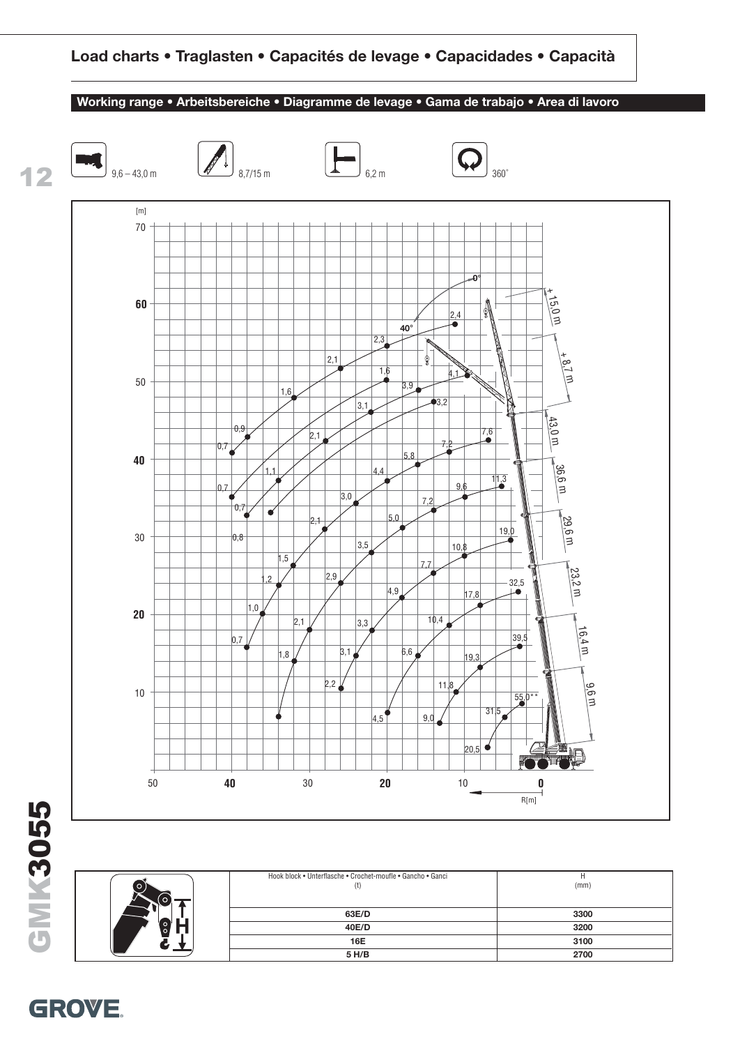## Load charts • Traglasten • Capacités de levage • Capacidades • Capacità

### Working range • Arbeitsbereiche • Diagramme de levage • Gama de trabajo • Area di lavoro

9,6 – 43,0 m | 8,7/15 m | 6,2 m | 360°

| Hook block • Unterflasche • Crochet-moufle • Gancho • Ganci (t) | H (mm) |
|---|---|
| 63E/D | 3300 |
| 40E/D | 3200 |
| 16E | 3100 |
| 5 H/B | 2700 |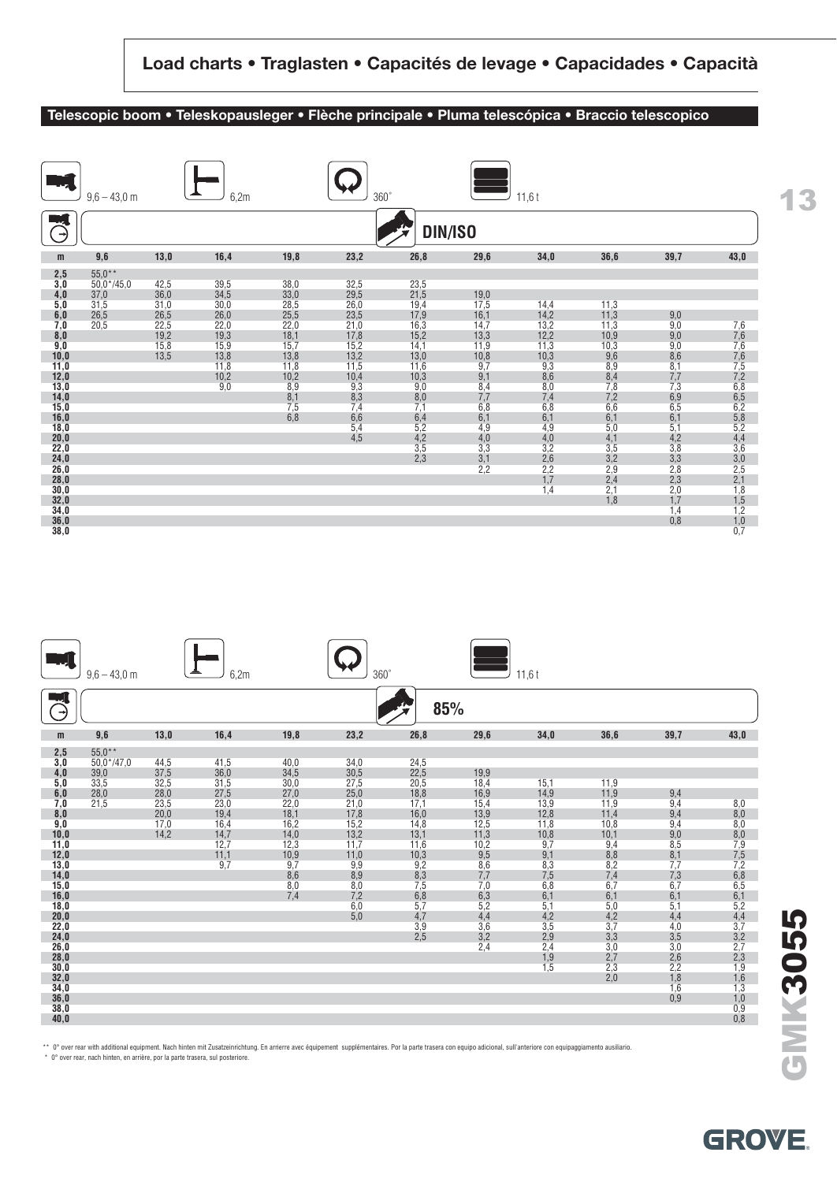## Load charts • Traglasten • Capacités de levage • Capacidades • Capacità

### Telescopic boom • Teleskopausleger • Flèche principale • Pluma telescópica • Braccio telescopico

9,6 – 43,0 m | 6,2m | 360° | 11,6 t

DIN/ISO

| m | 9,6 | 13,0 | 16,4 | 19,8 | 23,2 | 26,8 | 29,6 | 34,0 | 36,6 | 39,7 | 43,0 |
|---|---|---|---|---|---|---|---|---|---|---|---|
| 2,5 | 55,0** | | | | | | | | | | |
| 3,0 | 50,0*/45,0 | 42,5 | 39,5 | 38,0 | 32,5 | 23,5 | | | | | |
| 4,0 | 37,0 | 36,0 | 34,5 | 33,0 | 29,5 | 21,5 | 19,0 | | | | |
| 5,0 | 31,5 | 31,0 | 30,0 | 28,5 | 26,0 | 19,4 | 17,5 | 14,4 | 11,3 | | |
| 6,0 | 26,5 | 26,5 | 26,0 | 25,5 | 23,5 | 17,9 | 16,1 | 14,2 | 11,3 | 9,0 | |
| 7,0 | 20,5 | 22,5 | 22,0 | 22,0 | 21,0 | 16,3 | 14,7 | 13,2 | 11,3 | 9,0 | 7,6 |
| 8,0 | | 19,2 | 19,3 | 18,1 | 17,8 | 15,2 | 13,3 | 12,2 | 10,9 | 9,0 | 7,6 |
| 9,0 | | 15,8 | 15,9 | 15,7 | 15,2 | 14,1 | 11,9 | 11,3 | 10,3 | 9,0 | 7,6 |
| 10,0 | | 13,5 | 13,8 | 13,8 | 13,2 | 13,0 | 10,8 | 10,3 | 9,6 | 8,6 | 7,6 |
| 11,0 | | | 11,8 | 11,8 | 11,5 | 11,6 | 9,7 | 9,3 | 8,9 | 8,1 | 7,5 |
| 12,0 | | | 10,2 | 10,2 | 10,4 | 10,3 | 9,1 | 8,6 | 8,4 | 7,7 | 7,2 |
| 13,0 | | | 9,0 | 8,9 | 9,3 | 9,0 | 8,4 | 8,0 | 7,8 | 7,3 | 6,8 |
| 14,0 | | | | 8,1 | 8,3 | 8,0 | 7,7 | 7,4 | 7,2 | 6,9 | 6,5 |
| 15,0 | | | | 7,5 | 7,4 | 7,1 | 6,8 | 6,8 | 6,6 | 6,5 | 6,2 |
| 16,0 | | | | 6,8 | 6,6 | 6,4 | 6,1 | 6,1 | 6,1 | 6,1 | 5,8 |
| 18,0 | | | | | 5,4 | 5,2 | 4,9 | 4,9 | 5,0 | 5,1 | 5,2 |
| 20,0 | | | | | 4,5 | 4,2 | 4,0 | 4,0 | 4,1 | 4,2 | 4,4 |
| 22,0 | | | | | | 3,5 | 3,3 | 3,2 | 3,5 | 3,8 | 3,6 |
| 24,0 | | | | | | 2,3 | 3,1 | 2,6 | 3,2 | 3,3 | 3,0 |
| 26,0 | | | | | | | 2,2 | 2,2 | 2,9 | 2,8 | 2,5 |
| 28,0 | | | | | | | | 1,7 | 2,4 | 2,3 | 2,1 |
| 30,0 | | | | | | | | 1,4 | 2,1 | 2,0 | 1,8 |
| 32,0 | | | | | | | | | 1,8 | 1,7 | 1,5 |
| 34,0 | | | | | | | | | | 1,4 | 1,2 |
| 36,0 | | | | | | | | | | 0,8 | 1,0 |
| 38,0 | | | | | | | | | | | 0,7 |

9,6 – 43,0 m | 6,2m | 360° | 11,6 t

85%

| m | 9,6 | 13,0 | 16,4 | 19,8 | 23,2 | 26,8 | 29,6 | 34,0 | 36,6 | 39,7 | 43,0 |
|---|---|---|---|---|---|---|---|---|---|---|---|
| 2,5 | 55,0** | | | | | | | | | | |
| 3,0 | 50,0*/47,0 | 44,5 | 41,5 | 40,0 | 34,0 | 24,5 | | | | | |
| 4,0 | 39,0 | 37,5 | 36,0 | 34,5 | 30,5 | 22,5 | 19,9 | | | | |
| 5,0 | 33,5 | 32,5 | 31,5 | 30,0 | 27,5 | 20,5 | 18,4 | 15,1 | 11,9 | | |
| 6,0 | 28,0 | 28,0 | 27,5 | 27,0 | 25,0 | 18,8 | 16,9 | 14,9 | 11,9 | 9,4 | |
| 7,0 | 21,5 | 23,5 | 23,0 | 22,0 | 21,0 | 17,1 | 15,4 | 13,9 | 11,9 | 9,4 | 8,0 |
| 8,0 | | 20,0 | 19,4 | 18,1 | 17,8 | 16,0 | 13,9 | 12,8 | 11,4 | 9,4 | 8,0 |
| 9,0 | | 17,0 | 16,4 | 16,2 | 15,2 | 14,8 | 12,5 | 11,8 | 10,8 | 9,4 | 8,0 |
| 10,0 | | 14,2 | 14,7 | 14,0 | 13,2 | 13,1 | 11,3 | 10,8 | 10,1 | 9,0 | 8,0 |
| 11,0 | | | 12,7 | 12,3 | 11,7 | 11,6 | 10,2 | 9,7 | 9,4 | 8,5 | 7,9 |
| 12,0 | | | 11,1 | 10,9 | 11,0 | 10,3 | 9,5 | 9,1 | 8,8 | 8,1 | 7,5 |
| 13,0 | | | 9,7 | 9,7 | 9,9 | 9,2 | 8,6 | 8,3 | 8,2 | 7,7 | 7,2 |
| 14,0 | | | | 8,6 | 8,9 | 8,3 | 7,7 | 7,5 | 7,4 | 7,3 | 6,8 |
| 15,0 | | | | 8,0 | 8,0 | 7,5 | 7,0 | 6,8 | 6,7 | 6,7 | 6,5 |
| 16,0 | | | | 7,4 | 7,2 | 6,8 | 6,3 | 6,1 | 6,1 | 6,1 | 6,1 |
| 18,0 | | | | | 6,0 | 5,7 | 5,2 | 5,1 | 5,0 | 5,1 | 5,2 |
| 20,0 | | | | | 5,0 | 4,7 | 4,4 | 4,2 | 4,2 | 4,4 | 4,4 |
| 22,0 | | | | | | 3,9 | 3,6 | 3,5 | 3,7 | 4,0 | 3,7 |
| 24,0 | | | | | | 2,5 | 3,2 | 2,9 | 3,3 | 3,5 | 3,2 |
| 26,0 | | | | | | | 2,4 | 2,4 | 3,0 | 3,0 | 2,7 |
| 28,0 | | | | | | | | 1,9 | 2,7 | 2,6 | 2,3 |
| 30,0 | | | | | | | | 1,5 | 2,3 | 2,2 | 1,9 |
| 32,0 | | | | | | | | | 2,0 | 1,8 | 1,6 |
| 34,0 | | | | | | | | | | 1,6 | 1,3 |
| 36,0 | | | | | | | | | | 0,9 | 1,0 |
| 38,0 | | | | | | | | | | | 0,9 |
| 40,0 | | | | | | | | | | | 0,8 |

** 0° over rear with additional equipment. Nach hinten mit Zusatzeinrichtung. En arrierre avec équipement supplémentaires. Por la parte trasera con equipo adicional, sull'anteriore con equipaggiamento ausiliario.
* 0° over rear, nach hinten, en arrière, por la parte trasera, sul posteriore.

GMK3055

GROVE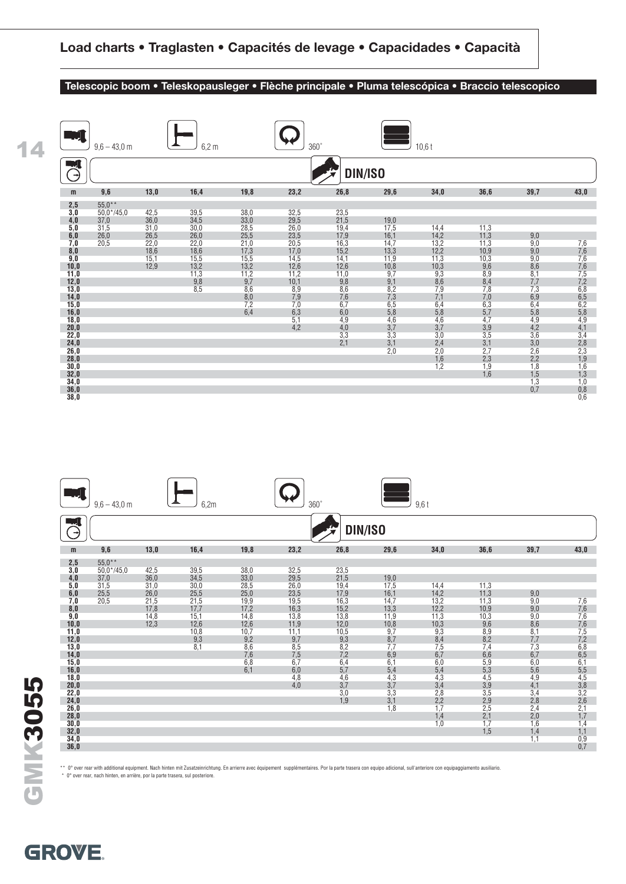## Load charts • Traglasten • Capacités de levage • Capacidades • Capacità

### Telescopic boom • Teleskopausleger • Flèche principale • Pluma telescópica • Braccio telescopico

9,6 – 43,0 m | 6,2 m | 360° | 10,6 t

DIN/ISO

| m | 9,6 | 13,0 | 16,4 | 19,8 | 23,2 | 26,8 | 29,6 | 34,0 | 36,6 | 39,7 | 43,0 |
|---|---|---|---|---|---|---|---|---|---|---|---|
| 2,5 | 55,0** | | | | | | | | | | |
| 3,0 | 50,0*/45,0 | 42,5 | 39,5 | 38,0 | 32,5 | 23,5 | | | | | |
| 4,0 | 37,0 | 36,0 | 34,5 | 33,0 | 29,5 | 21,5 | 19,0 | | | | |
| 5,0 | 31,5 | 31,0 | 30,0 | 28,5 | 26,0 | 19,4 | 17,5 | 14,4 | 11,3 | | |
| 6,0 | 26,0 | 26,5 | 26,0 | 25,5 | 23,5 | 17,9 | 16,1 | 14,2 | 11,3 | 9,0 | |
| 7,0 | 20,5 | 22,0 | 22,0 | 21,0 | 20,5 | 16,3 | 14,7 | 13,2 | 11,3 | 9,0 | 7,6 |
| 8,0 | | 18,6 | 18,6 | 17,3 | 17,0 | 15,2 | 13,3 | 12,2 | 10,9 | 9,0 | 7,6 |
| 9,0 | | 15,1 | 15,5 | 15,5 | 14,5 | 14,1 | 11,9 | 11,3 | 10,3 | 9,0 | 7,6 |
| 10,0 | | 12,9 | 13,2 | 13,2 | 12,6 | 12,6 | 10,8 | 10,3 | 9,6 | 8,6 | 7,6 |
| 11,0 | | | 11,3 | 11,2 | 11,2 | 11,0 | 9,7 | 9,3 | 8,9 | 8,1 | 7,5 |
| 12,0 | | | 9,8 | 9,7 | 10,1 | 9,8 | 9,1 | 8,6 | 8,4 | 7,7 | 7,2 |
| 13,0 | | | 8,5 | 8,6 | 8,9 | 8,6 | 8,2 | 7,9 | 7,8 | 7,3 | 6,8 |
| 14,0 | | | | 8,0 | 7,9 | 7,6 | 7,3 | 7,1 | 7,0 | 6,9 | 6,5 |
| 15,0 | | | | 7,2 | 7,0 | 6,7 | 6,5 | 6,4 | 6,3 | 6,4 | 6,2 |
| 16,0 | | | | 6,4 | 6,3 | 6,0 | 5,8 | 5,8 | 5,7 | 5,8 | 5,8 |
| 18,0 | | | | | 5,1 | 4,9 | 4,6 | 4,6 | 4,7 | 4,9 | 4,9 |
| 20,0 | | | | | 4,2 | 4,0 | 3,7 | 3,7 | 3,9 | 4,2 | 4,1 |
| 22,0 | | | | | | 3,3 | 3,3 | 3,0 | 3,5 | 3,6 | 3,4 |
| 24,0 | | | | | | 2,1 | 3,1 | 2,4 | 3,1 | 3,0 | 2,8 |
| 26,0 | | | | | | | 2,0 | 2,0 | 2,7 | 2,6 | 2,3 |
| 28,0 | | | | | | | | 1,6 | 2,3 | 2,2 | 1,9 |
| 30,0 | | | | | | | | 1,2 | 1,9 | 1,8 | 1,6 |
| 32,0 | | | | | | | | | 1,6 | 1,5 | 1,3 |
| 34,0 | | | | | | | | | | 1,3 | 1,0 |
| 36,0 | | | | | | | | | | 0,7 | 0,8 |
| 38,0 | | | | | | | | | | | 0,6 |

9,6 – 43,0 m | 6,2m | 360° | 9,6 t

DIN/ISO

| m | 9,6 | 13,0 | 16,4 | 19,8 | 23,2 | 26,8 | 29,6 | 34,0 | 36,6 | 39,7 | 43,0 |
|---|---|---|---|---|---|---|---|---|---|---|---|
| 2,5 | 55,0** | | | | | | | | | | |
| 3,0 | 50,0*/45,0 | 42,5 | 39,5 | 38,0 | 32,5 | 23,5 | | | | | |
| 4,0 | 37,0 | 36,0 | 34,5 | 33,0 | 29,5 | 21,5 | 19,0 | | | | |
| 5,0 | 31,5 | 31,0 | 30,0 | 28,5 | 26,0 | 19,4 | 17,5 | 14,4 | 11,3 | | |
| 6,0 | 25,5 | 26,0 | 25,5 | 25,0 | 23,5 | 17,9 | 16,1 | 14,2 | 11,3 | 9,0 | |
| 7,0 | 20,5 | 21,5 | 21,5 | 19,9 | 19,5 | 16,3 | 14,7 | 13,2 | 11,3 | 9,0 | 7,6 |
| 8,0 | | 17,8 | 17,7 | 17,2 | 16,3 | 15,2 | 13,3 | 12,2 | 10,9 | 9,0 | 7,6 |
| 9,0 | | 14,8 | 15,1 | 14,8 | 13,8 | 13,8 | 11,9 | 11,3 | 10,3 | 9,0 | 7,6 |
| 10,0 | | 12,3 | 12,6 | 12,6 | 11,9 | 12,0 | 10,8 | 10,3 | 9,6 | 8,6 | 7,6 |
| 11,0 | | | 10,8 | 10,7 | 11,1 | 10,5 | 9,7 | 9,3 | 8,9 | 8,1 | 7,5 |
| 12,0 | | | 9,3 | 9,2 | 9,7 | 9,3 | 8,7 | 8,4 | 8,2 | 7,7 | 7,2 |
| 13,0 | | | 8,1 | 8,6 | 8,5 | 8,2 | 7,7 | 7,5 | 7,4 | 7,3 | 6,8 |
| 14,0 | | | | 7,6 | 7,5 | 7,2 | 6,9 | 6,7 | 6,6 | 6,7 | 6,5 |
| 15,0 | | | | 6,8 | 6,7 | 6,4 | 6,1 | 6,0 | 5,9 | 6,0 | 6,1 |
| 16,0 | | | | 6,1 | 6,0 | 5,7 | 5,4 | 5,4 | 5,3 | 5,6 | 5,5 |
| 18,0 | | | | | 4,8 | 4,6 | 4,3 | 4,3 | 4,5 | 4,9 | 4,5 |
| 20,0 | | | | | 4,0 | 3,7 | 3,7 | 3,4 | 3,9 | 4,1 | 3,8 |
| 22,0 | | | | | | 3,0 | 3,3 | 2,8 | 3,5 | 3,4 | 3,2 |
| 24,0 | | | | | | 1,9 | 3,1 | 2,2 | 2,9 | 2,8 | 2,6 |
| 26,0 | | | | | | | 1,8 | 1,7 | 2,5 | 2,4 | 2,1 |
| 28,0 | | | | | | | | 1,4 | 2,1 | 2,0 | 1,7 |
| 30,0 | | | | | | | | 1,0 | 1,7 | 1,6 | 1,4 |
| 32,0 | | | | | | | | | 1,5 | 1,4 | 1,1 |
| 34,0 | | | | | | | | | | 1,1 | 0,9 |
| 36,0 | | | | | | | | | | | 0,7 |

** 0° over rear with additional equipment. Nach hinten mit Zusatzeinrichtung. En arrierre avec équipement supplémentaires. Por la parte trasera con equipo adicional, sull'anteriore con equipaggiamento ausiliario.
* 0° over rear, nach hinten, en arrière, por la parte trasera, sul posteriore.

GMK3055

GROVE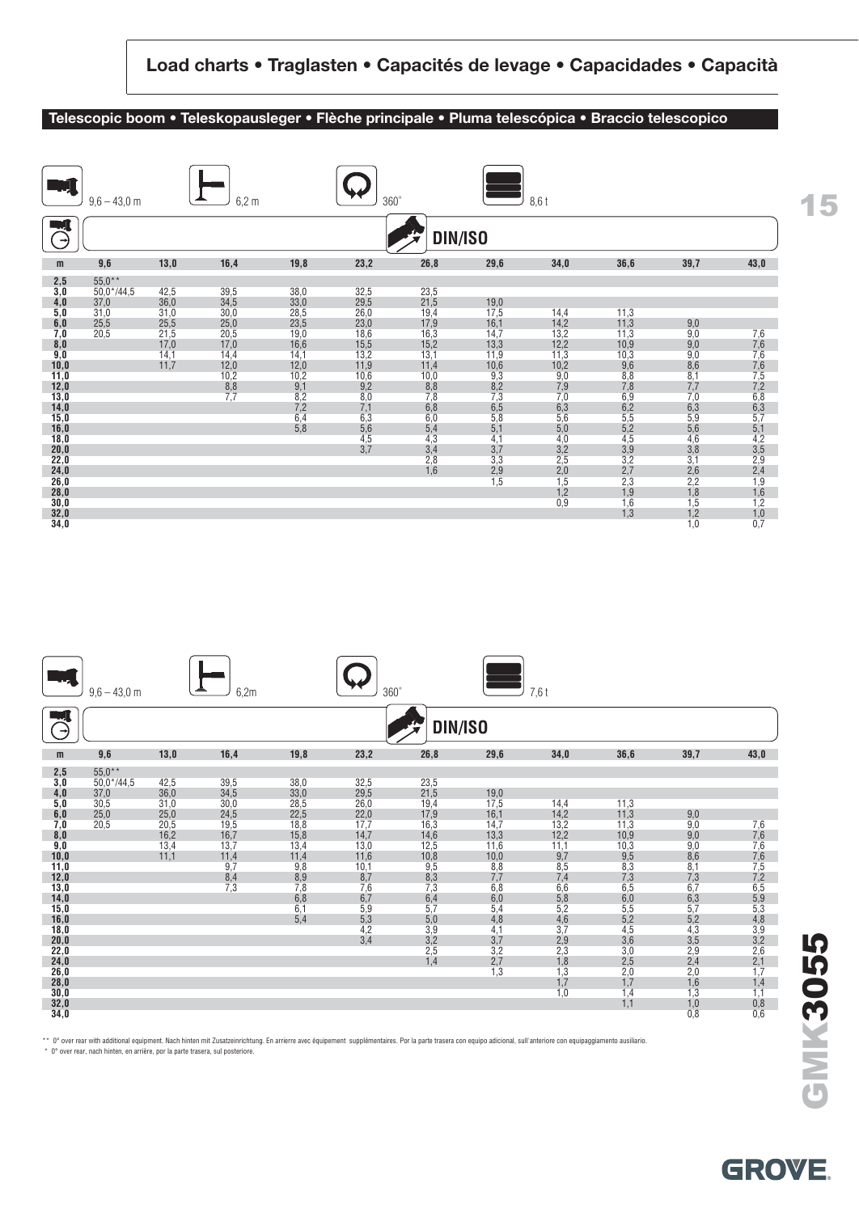## Load charts • Traglasten • Capacités de levage • Capacidades • Capacità

### Telescopic boom • Teleskopausleger • Flèche principale • Pluma telescópica • Braccio telescopico

9,6 – 43,0 m | 6,2 m | 360° | 8,6 t

DIN/ISO

| m | 9,6 | 13,0 | 16,4 | 19,8 | 23,2 | 26,8 | 29,6 | 34,0 | 36,6 | 39,7 | 43,0 |
|---|---|---|---|---|---|---|---|---|---|---|---|
| 2,5 | 55,0** | | | | | | | | | | |
| 3,0 | 50,0*/44,5 | 42,5 | 39,5 | 38,0 | 32,5 | 23,5 | | | | | |
| 4,0 | 37,0 | 36,0 | 34,5 | 33,0 | 29,5 | 21,5 | 19,0 | | | | |
| 5,0 | 31,0 | 31,0 | 30,0 | 28,5 | 26,0 | 19,4 | 17,5 | 14,4 | 11,3 | | |
| 6,0 | 25,5 | 25,5 | 25,0 | 23,5 | 23,0 | 17,9 | 16,1 | 14,2 | 11,3 | 9,0 | |
| 7,0 | 20,5 | 21,5 | 20,5 | 19,0 | 18,6 | 16,3 | 14,7 | 13,2 | 11,3 | 9,0 | 7,6 |
| 8,0 | | 17,0 | 17,0 | 16,6 | 15,5 | 15,2 | 13,3 | 12,2 | 10,9 | 9,0 | 7,6 |
| 9,0 | | 14,1 | 14,4 | 14,1 | 13,2 | 13,1 | 11,9 | 11,3 | 10,3 | 9,0 | 7,6 |
| 10,0 | | 11,7 | 12,0 | 12,0 | 11,9 | 11,4 | 10,6 | 10,2 | 9,6 | 8,6 | 7,6 |
| 11,0 | | | 10,2 | 10,2 | 10,6 | 10,0 | 9,3 | 9,0 | 8,8 | 8,1 | 7,5 |
| 12,0 | | | 8,8 | 9,1 | 9,2 | 8,8 | 8,2 | 7,9 | 7,8 | 7,7 | 7,2 |
| 13,0 | | | 7,7 | 8,2 | 8,0 | 7,8 | 7,3 | 7,0 | 6,9 | 7,0 | 6,8 |
| 14,0 | | | | 7,2 | 7,1 | 6,8 | 6,5 | 6,3 | 6,2 | 6,3 | 6,3 |
| 15,0 | | | | 6,4 | 6,3 | 6,0 | 5,8 | 5,6 | 5,5 | 5,9 | 5,7 |
| 16,0 | | | | 5,8 | 5,6 | 5,4 | 5,1 | 5,0 | 5,2 | 5,6 | 5,1 |
| 18,0 | | | | | 4,5 | 4,3 | 4,1 | 4,0 | 4,5 | 4,6 | 4,2 |
| 20,0 | | | | | 3,7 | 3,4 | 3,7 | 3,2 | 3,9 | 3,8 | 3,5 |
| 22,0 | | | | | | 2,8 | 3,3 | 2,5 | 3,2 | 3,1 | 2,9 |
| 24,0 | | | | | | 1,6 | 2,9 | 2,0 | 2,7 | 2,6 | 2,4 |
| 26,0 | | | | | | | 1,5 | 1,5 | 2,3 | 2,2 | 1,9 |
| 28,0 | | | | | | | | 1,2 | 1,9 | 1,8 | 1,6 |
| 30,0 | | | | | | | | 0,9 | 1,6 | 1,5 | 1,2 |
| 32,0 | | | | | | | | | 1,3 | 1,2 | 1,0 |
| 34,0 | | | | | | | | | | 1,0 | 0,7 |

9,6 – 43,0 m | 6,2m | 360° | 7,6 t

DIN/ISO

| m | 9,6 | 13,0 | 16,4 | 19,8 | 23,2 | 26,8 | 29,6 | 34,0 | 36,6 | 39,7 | 43,0 |
|---|---|---|---|---|---|---|---|---|---|---|---|
| 2,5 | 55,0** | | | | | | | | | | |
| 3,0 | 50,0*/44,5 | 42,5 | 39,5 | 38,0 | 32,5 | 23,5 | | | | | |
| 4,0 | 37,0 | 36,0 | 34,5 | 33,0 | 29,5 | 21,5 | 19,0 | | | | |
| 5,0 | 30,5 | 31,0 | 30,0 | 28,5 | 26,0 | 19,4 | 17,5 | 14,4 | 11,3 | | |
| 6,0 | 25,0 | 25,0 | 24,5 | 22,5 | 22,0 | 17,9 | 16,1 | 14,2 | 11,3 | 9,0 | |
| 7,0 | 20,5 | 20,5 | 19,5 | 18,8 | 17,7 | 16,3 | 14,7 | 13,2 | 11,3 | 9,0 | 7,6 |
| 8,0 | | 16,2 | 16,7 | 15,8 | 14,7 | 14,6 | 13,3 | 12,2 | 10,9 | 9,0 | 7,6 |
| 9,0 | | 13,4 | 13,7 | 13,4 | 13,0 | 12,5 | 11,6 | 11,1 | 10,3 | 9,0 | 7,6 |
| 10,0 | | 11,1 | 11,4 | 11,4 | 11,6 | 10,8 | 10,0 | 9,7 | 9,5 | 8,6 | 7,6 |
| 11,0 | | | 9,7 | 9,8 | 10,1 | 9,5 | 8,8 | 8,5 | 8,3 | 8,1 | 7,5 |
| 12,0 | | | 8,4 | 8,9 | 8,7 | 8,3 | 7,7 | 7,4 | 7,3 | 7,3 | 7,2 |
| 13,0 | | | 7,3 | 7,8 | 7,6 | 7,3 | 6,8 | 6,6 | 6,5 | 6,7 | 6,5 |
| 14,0 | | | | 6,8 | 6,7 | 6,4 | 6,0 | 5,8 | 6,0 | 6,3 | 5,9 |
| 15,0 | | | | 6,1 | 5,9 | 5,7 | 5,4 | 5,2 | 5,5 | 5,7 | 5,3 |
| 16,0 | | | | 5,4 | 5,3 | 5,0 | 4,8 | 4,6 | 5,2 | 5,2 | 4,8 |
| 18,0 | | | | | 4,2 | 3,9 | 4,1 | 3,7 | 4,5 | 4,3 | 3,9 |
| 20,0 | | | | | 3,4 | 3,2 | 3,7 | 2,9 | 3,6 | 3,5 | 3,2 |
| 22,0 | | | | | | 2,5 | 3,2 | 2,3 | 3,0 | 2,9 | 2,6 |
| 24,0 | | | | | | 1,4 | 2,7 | 1,8 | 2,5 | 2,4 | 2,1 |
| 26,0 | | | | | | | 1,3 | 1,3 | 2,0 | 2,0 | 1,7 |
| 28,0 | | | | | | | | 1,7 | 1,7 | 1,6 | 1,4 |
| 30,0 | | | | | | | | 1,0 | 1,4 | 1,3 | 1,1 |
| 32,0 | | | | | | | | | 1,1 | 1,0 | 0,8 |
| 34,0 | | | | | | | | | | 0,8 | 0,6 |

** 0° over rear with additional equipment. Nach hinten mit Zusatzeinrichtung. En arrierre avec équipement supplémentaires. Por la parte trasera con equipo adicional, sull'anteriore con equipaggiamento ausiliario.
* 0° over rear, nach hinten, en arrière, por la parte trasera, sul posteriore.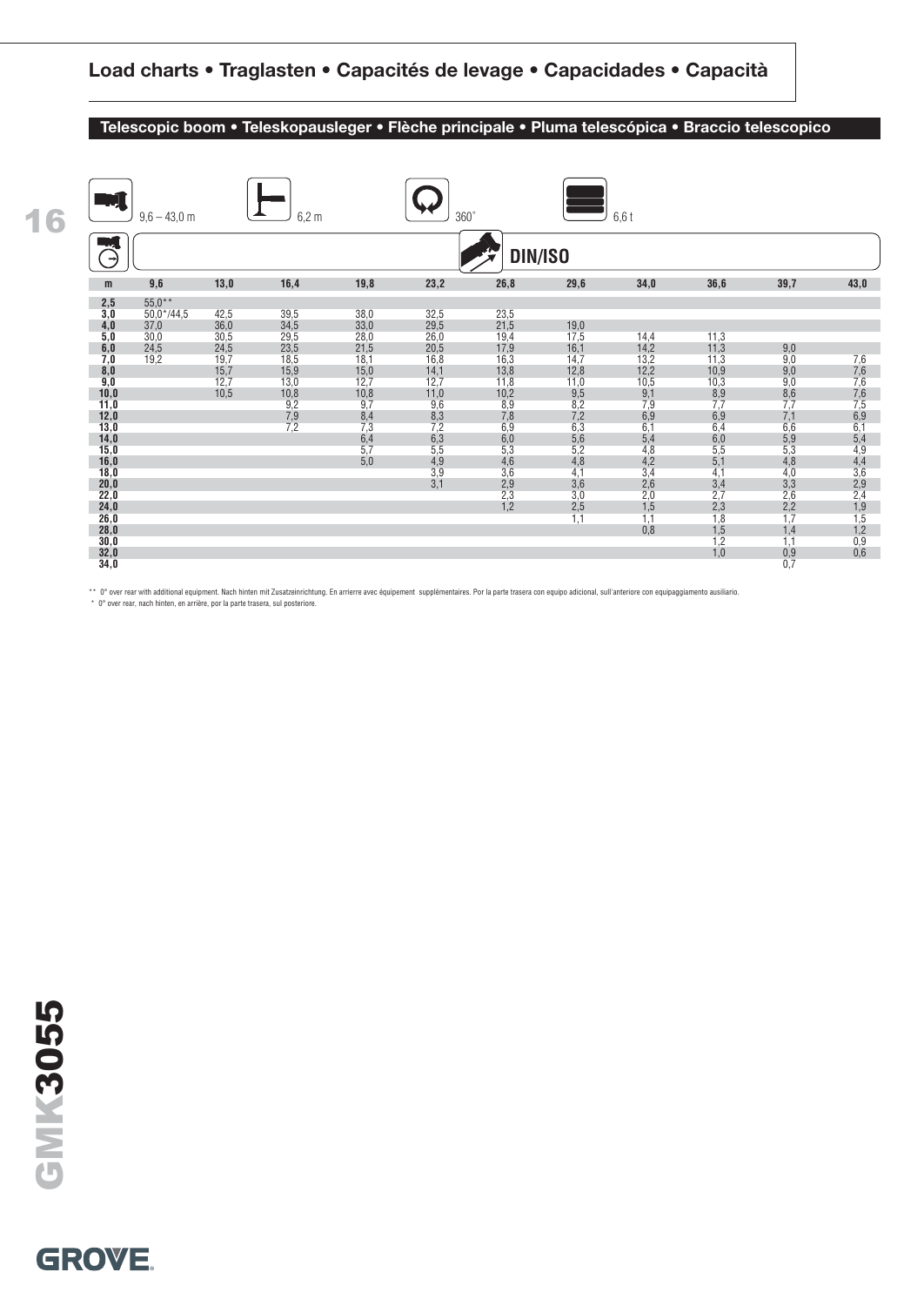## Load charts • Traglasten • Capacités de levage • Capacidades • Capacità

### Telescopic boom • Teleskopausleger • Flèche principale • Pluma telescópica • Braccio telescopico

9,6 – 43,0 m | 6,2 m | 360° | 6,6 t

DIN/ISO

| m | 9,6 | 13,0 | 16,4 | 19,8 | 23,2 | 26,8 | 29,6 | 34,0 | 36,6 | 39,7 | 43,0 |
|---|---|---|---|---|---|---|---|---|---|---|---|
| 2,5 | 55,0** | | | | | | | | | | |
| 3,0 | 50,0*/44,5 | 42,5 | 39,5 | 38,0 | 32,5 | 23,5 | | | | | |
| 4,0 | 37,0 | 36,0 | 34,5 | 33,0 | 29,5 | 21,5 | 19,0 | | | | |
| 5,0 | 30,0 | 30,5 | 29,5 | 28,0 | 26,0 | 19,4 | 17,5 | 14,4 | 11,3 | | |
| 6,0 | 24,5 | 24,5 | 23,5 | 21,5 | 20,5 | 17,9 | 16,1 | 14,2 | 11,3 | 9,0 | |
| 7,0 | 19,2 | 19,7 | 18,5 | 18,1 | 16,8 | 16,3 | 14,7 | 13,2 | 11,3 | 9,0 | 7,6 |
| 8,0 | | 15,7 | 15,9 | 15,0 | 14,1 | 13,8 | 12,8 | 12,2 | 10,9 | 9,0 | 7,6 |
| 9,0 | | 12,7 | 13,0 | 12,7 | 12,7 | 11,8 | 11,0 | 10,5 | 10,3 | 9,0 | 7,6 |
| 10,0 | | 10,5 | 10,8 | 10,8 | 11,0 | 10,2 | 9,5 | 9,1 | 8,9 | 8,6 | 7,6 |
| 11,0 | | | 9,2 | 9,7 | 9,6 | 8,9 | 8,2 | 7,9 | 7,7 | 7,7 | 7,5 |
| 12,0 | | | 7,9 | 8,4 | 8,3 | 7,8 | 7,2 | 6,9 | 6,9 | 7,1 | 6,9 |
| 13,0 | | | 7,2 | 7,3 | 7,2 | 6,9 | 6,3 | 6,1 | 6,4 | 6,6 | 6,1 |
| 14,0 | | | | 6,4 | 6,3 | 6,0 | 5,6 | 5,4 | 6,0 | 5,9 | 5,4 |
| 15,0 | | | | 5,7 | 5,5 | 5,3 | 5,2 | 4,8 | 5,5 | 5,3 | 4,9 |
| 16,0 | | | | 5,0 | 4,9 | 4,6 | 4,8 | 4,2 | 5,1 | 4,8 | 4,4 |
| 18,0 | | | | | 3,9 | 3,6 | 4,1 | 3,4 | 4,1 | 4,0 | 3,6 |
| 20,0 | | | | | 3,1 | 2,9 | 3,6 | 2,6 | 3,4 | 3,3 | 2,9 |
| 22,0 | | | | | | 2,3 | 3,0 | 2,0 | 2,7 | 2,6 | 2,4 |
| 24,0 | | | | | | 1,2 | 2,5 | 1,5 | 2,3 | 2,2 | 1,9 |
| 26,0 | | | | | | | 1,1 | 1,1 | 1,8 | 1,7 | 1,5 |
| 28,0 | | | | | | | | 0,8 | 1,5 | 1,4 | 1,2 |
| 30,0 | | | | | | | | | 1,2 | 1,1 | 0,9 |
| 32,0 | | | | | | | | | 1,0 | 0,9 | 0,6 |
| 34,0 | | | | | | | | | | 0,7 | |

** 0° over rear with additional equipment. Nach hinten mit Zusatzeinrichtung. En arrierre avec équipement supplémentaires. Por la parte trasera con equipo adicional, sull'anteriore con equipaggiamento ausiliario.
* 0° over rear, nach hinten, en arrière, por la parte trasera, sul posteriore.

GMK3055

GROVE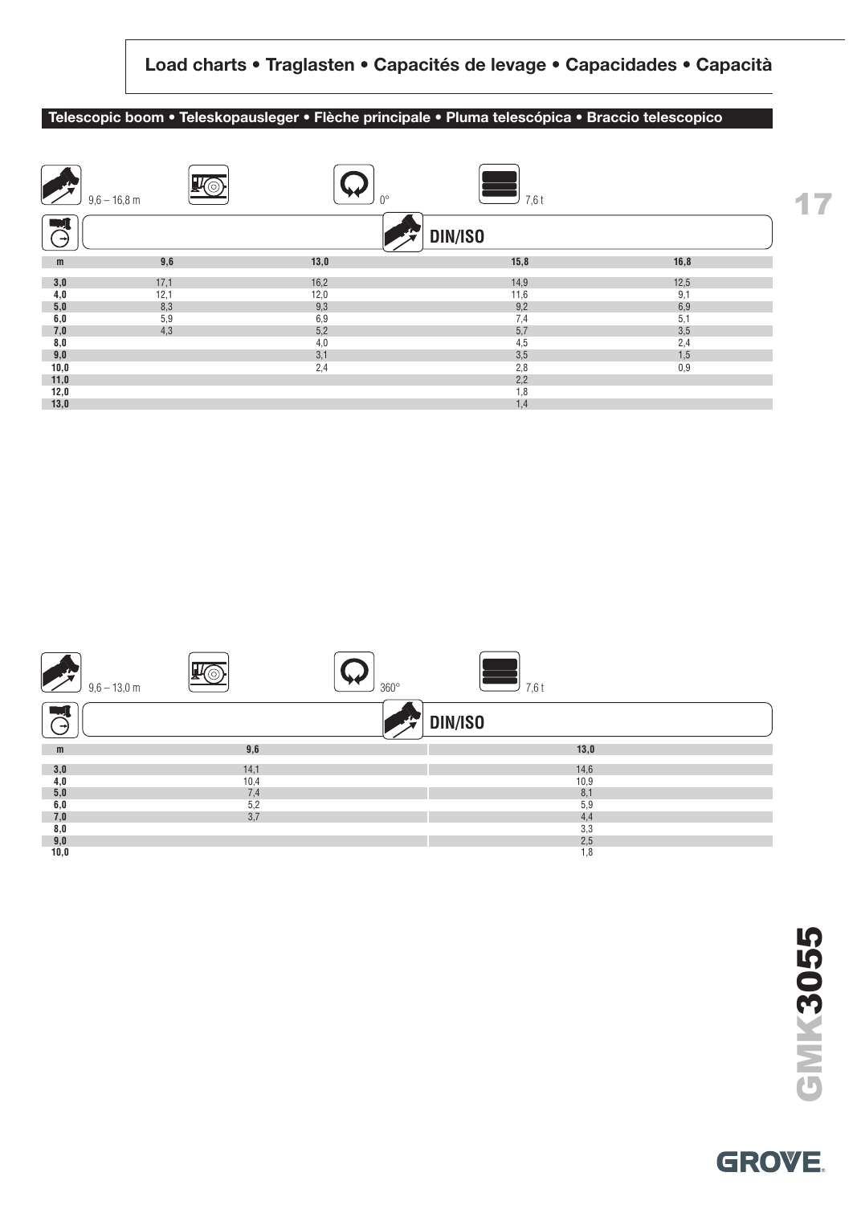## Load charts • Traglasten • Capacités de levage • Capacidades • Capacità

### Telescopic boom • Teleskopausleger • Flèche principale • Pluma telescópica • Braccio telescopico

9,6 – 16,8 m | 0° | 7,6 t

DIN/ISO

| m | 9,6 | 13,0 | 15,8 | 16,8 |
|---|---|---|---|---|
| 3,0 | 17,1 | 16,2 | 14,9 | 12,5 |
| 4,0 | 12,1 | 12,0 | 11,6 | 9,1 |
| 5,0 | 8,3 | 9,3 | 9,2 | 6,9 |
| 6,0 | 5,9 | 6,9 | 7,4 | 5,1 |
| 7,0 | 4,3 | 5,2 | 5,7 | 3,5 |
| 8,0 | | 4,0 | 4,5 | 2,4 |
| 9,0 | | 3,1 | 3,5 | 1,5 |
| 10,0 | | 2,4 | 2,8 | 0,9 |
| 11,0 | | | 2,2 | |
| 12,0 | | | 1,8 | |
| 13,0 | | | 1,4 | |

9,6 – 13,0 m | 360° | 7,6 t

DIN/ISO

| m | 9,6 | 13,0 |
|---|---|---|
| 3,0 | 14,1 | 14,6 |
| 4,0 | 10,4 | 10,9 |
| 5,0 | 7,4 | 8,1 |
| 6,0 | 5,2 | 5,9 |
| 7,0 | 3,7 | 4,4 |
| 8,0 | | 3,3 |
| 9,0 | | 2,5 |
| 10,0 | | 1,8 |

GMK3055

GROVE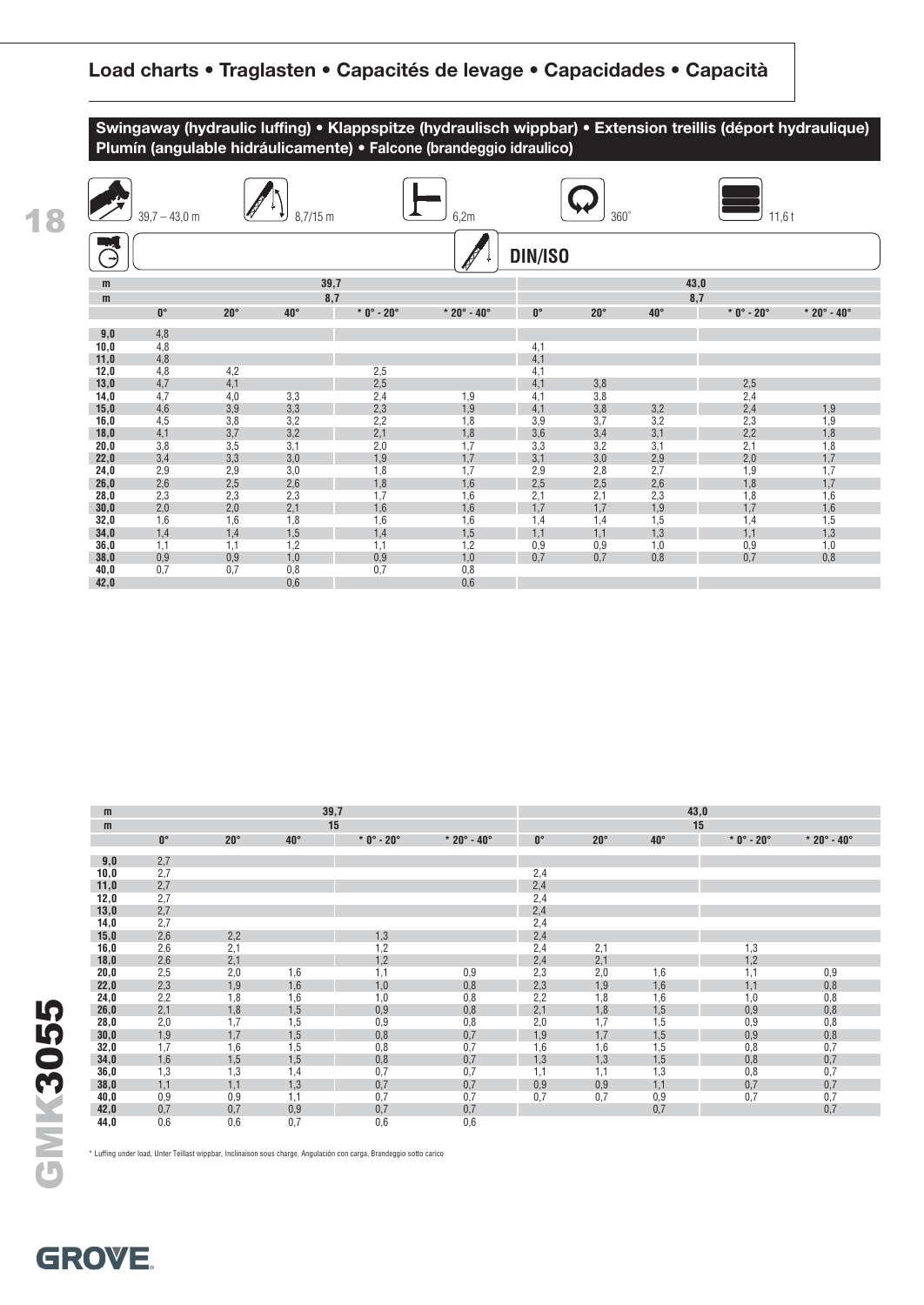## Load charts • Traglasten • Capacités de levage • Capacidades • Capacità

**Swingaway (hydraulic luffing) • Klappspitze (hydraulisch wippbar) • Extension treillis (déport hydraulique) Plumín (angulable hidráulicamente) • Falcone (brandeggio idraulico)**

39,7 – 43,0 m | 8,7/15 m | 6,2m | 360° | 11,6 t

DIN/ISO

| m | 39,7 | | | | | 43,0 | | | | |
|---|---|---|---|---|---|---|---|---|---|---|
| m | 8,7 | | | | | 8,7 | | | | |
| | 0° | 20° | 40° | * 0° - 20° | * 20° - 40° | 0° | 20° | 40° | * 0° - 20° | * 20° - 40° |
| 9,0 | 4,8 | | | | | | | | | |
| 10,0 | 4,8 | | | | | 4,1 | | | | |
| 11,0 | 4,8 | | | | | 4,1 | | | | |
| 12,0 | 4,8 | 4,2 | | 2,5 | | 4,1 | | | | |
| 13,0 | 4,7 | 4,1 | | 2,5 | | 4,1 | 3,8 | | 2,5 | |
| 14,0 | 4,7 | 4,0 | 3,3 | 2,4 | 1,9 | 4,1 | 3,8 | | 2,4 | |
| 15,0 | 4,6 | 3,9 | 3,3 | 2,3 | 1,9 | 4,1 | 3,8 | 3,2 | 2,4 | 1,9 |
| 16,0 | 4,5 | 3,8 | 3,2 | 2,2 | 1,8 | 3,9 | 3,7 | 3,2 | 2,3 | 1,9 |
| 18,0 | 4,1 | 3,7 | 3,2 | 2,1 | 1,8 | 3,6 | 3,4 | 3,1 | 2,2 | 1,8 |
| 20,0 | 3,8 | 3,5 | 3,1 | 2,0 | 1,7 | 3,3 | 3,2 | 3,1 | 2,1 | 1,8 |
| 22,0 | 3,4 | 3,3 | 3,0 | 1,9 | 1,7 | 3,1 | 3,0 | 2,9 | 2,0 | 1,7 |
| 24,0 | 2,9 | 2,9 | 3,0 | 1,8 | 1,7 | 2,9 | 2,8 | 2,7 | 1,9 | 1,7 |
| 26,0 | 2,6 | 2,5 | 2,6 | 1,8 | 1,6 | 2,5 | 2,5 | 2,6 | 1,8 | 1,7 |
| 28,0 | 2,3 | 2,3 | 2,3 | 1,7 | 1,6 | 2,1 | 2,1 | 2,3 | 1,8 | 1,6 |
| 30,0 | 2,0 | 2,0 | 2,1 | 1,6 | 1,6 | 1,7 | 1,7 | 1,9 | 1,7 | 1,6 |
| 32,0 | 1,6 | 1,6 | 1,8 | 1,6 | 1,6 | 1,4 | 1,4 | 1,5 | 1,4 | 1,5 |
| 34,0 | 1,4 | 1,4 | 1,5 | 1,4 | 1,5 | 1,1 | 1,1 | 1,3 | 1,1 | 1,3 |
| 36,0 | 1,1 | 1,1 | 1,2 | 1,1 | 1,2 | 0,9 | 0,9 | 1,0 | 0,9 | 1,0 |
| 38,0 | 0,9 | 0,9 | 1,0 | 0,9 | 1,0 | 0,7 | 0,7 | 0,8 | 0,7 | 0,8 |
| 40,0 | 0,7 | 0,7 | 0,8 | 0,7 | 0,8 | | | | | |
| 42,0 | | | 0,6 | | 0,6 | | | | | |

| m | 39,7 | | | | | 43,0 | | | | |
|---|---|---|---|---|---|---|---|---|---|---|
| m | 15 | | | | | 15 | | | | |
| | 0° | 20° | 40° | * 0° - 20° | * 20° - 40° | 0° | 20° | 40° | * 0° - 20° | * 20° - 40° |
| 9,0 | 2,7 | | | | | | | | | |
| 10,0 | 2,7 | | | | | 2,4 | | | | |
| 11,0 | 2,7 | | | | | 2,4 | | | | |
| 12,0 | 2,7 | | | | | 2,4 | | | | |
| 13,0 | 2,7 | | | | | 2,4 | | | | |
| 14,0 | 2,7 | | | | | 2,4 | | | | |
| 15,0 | 2,6 | 2,2 | | 1,3 | | 2,4 | | | | |
| 16,0 | 2,6 | 2,1 | | 1,2 | | 2,4 | 2,1 | | 1,3 | |
| 18,0 | 2,6 | 2,1 | | 1,2 | | 2,4 | 2,1 | | 1,2 | |
| 20,0 | 2,5 | 2,0 | 1,6 | 1,1 | 0,9 | 2,3 | 2,0 | 1,6 | 1,1 | 0,9 |
| 22,0 | 2,3 | 1,9 | 1,6 | 1,0 | 0,8 | 2,3 | 1,9 | 1,6 | 1,1 | 0,8 |
| 24,0 | 2,2 | 1,8 | 1,6 | 1,0 | 0,8 | 2,2 | 1,8 | 1,6 | 1,0 | 0,8 |
| 26,0 | 2,1 | 1,8 | 1,5 | 0,9 | 0,8 | 2,1 | 1,8 | 1,5 | 0,9 | 0,8 |
| 28,0 | 2,0 | 1,7 | 1,5 | 0,9 | 0,8 | 2,0 | 1,7 | 1,5 | 0,9 | 0,8 |
| 30,0 | 1,9 | 1,7 | 1,5 | 0,8 | 0,7 | 1,9 | 1,7 | 1,5 | 0,9 | 0,8 |
| 32,0 | 1,7 | 1,6 | 1,5 | 0,8 | 0,7 | 1,6 | 1,6 | 1,5 | 0,8 | 0,7 |
| 34,0 | 1,6 | 1,5 | 1,5 | 0,8 | 0,7 | 1,3 | 1,3 | 1,5 | 0,8 | 0,7 |
| 36,0 | 1,3 | 1,3 | 1,4 | 0,7 | 0,7 | 1,1 | 1,1 | 1,3 | 0,8 | 0,7 |
| 38,0 | 1,1 | 1,1 | 1,3 | 0,7 | 0,7 | 0,9 | 0,9 | 1,1 | 0,7 | 0,7 |
| 40,0 | 0,9 | 0,9 | 1,1 | 0,7 | 0,7 | 0,7 | 0,7 | 0,9 | 0,7 | 0,7 |
| 42,0 | 0,7 | 0,7 | 0,9 | 0,7 | 0,7 | | | 0,7 | | 0,7 |
| 44,0 | 0,6 | 0,6 | 0,7 | 0,6 | 0,6 | | | | | |

* Luffing under load, Unter Teillast wippbar, Inclinaison sous charge, Angulación con carga, Brandeggio sotto carico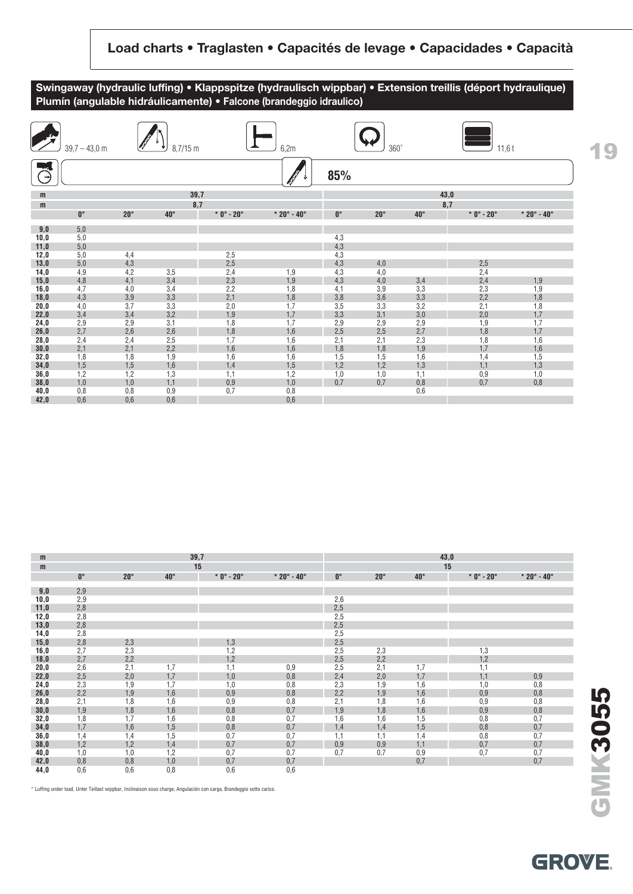## Load charts • Traglasten • Capacités de levage • Capacidades • Capacità

### Swingaway (hydraulic luffing) • Klappspitze (hydraulisch wippbar) • Extension treillis (déport hydraulique) Plumín (angulable hidráulicamente) • Falcone (brandeggio idraulico)

39,7 – 43,0 m | 8,7/15 m | 6,2m | 360° | 11,6 t

85%

| m | 39,7 | | | | | 43,0 | | | | |
|---|---|---|---|---|---|---|---|---|---|---|
| m | 8,7 | | | | | 8,7 | | | | |
| | 0° | 20° | 40° | * 0° - 20° | * 20° - 40° | 0° | 20° | 40° | * 0° - 20° | * 20° - 40° |
| 9,0 | 5,0 | | | | | | | | | |
| 10,0 | 5,0 | | | | | 4,3 | | | | |
| 11,0 | 5,0 | | | | | 4,3 | | | | |
| 12,0 | 5,0 | 4,4 | | 2,5 | | 4,3 | | | | |
| 13,0 | 5,0 | 4,3 | | 2,5 | | 4,3 | 4,0 | | 2,5 | |
| 14,0 | 4,9 | 4,2 | 3,5 | 2,4 | 1,9 | 4,3 | 4,0 | | 2,4 | |
| 15,0 | 4,8 | 4,1 | 3,4 | 2,3 | 1,9 | 4,3 | 4,0 | 3,4 | 2,4 | 1,9 |
| 16,0 | 4,7 | 4,0 | 3,4 | 2,2 | 1,8 | 4,1 | 3,9 | 3,3 | 2,3 | 1,9 |
| 18,0 | 4,3 | 3,9 | 3,3 | 2,1 | 1,8 | 3,8 | 3,6 | 3,3 | 2,2 | 1,8 |
| 20,0 | 4,0 | 3,7 | 3,3 | 2,0 | 1,7 | 3,5 | 3,3 | 3,2 | 2,1 | 1,8 |
| 22,0 | 3,4 | 3,4 | 3,2 | 1,9 | 1,7 | 3,3 | 3,1 | 3,0 | 2,0 | 1,7 |
| 24,0 | 2,9 | 2,9 | 3,1 | 1,8 | 1,7 | 2,9 | 2,9 | 2,9 | 1,9 | 1,7 |
| 26,0 | 2,7 | 2,6 | 2,6 | 1,8 | 1,6 | 2,5 | 2,5 | 2,7 | 1,8 | 1,7 |
| 28,0 | 2,4 | 2,4 | 2,5 | 1,7 | 1,6 | 2,1 | 2,1 | 2,3 | 1,8 | 1,6 |
| 30,0 | 2,1 | 2,1 | 2,2 | 1,6 | 1,6 | 1,8 | 1,8 | 1,9 | 1,7 | 1,6 |
| 32,0 | 1,8 | 1,8 | 1,9 | 1,6 | 1,6 | 1,5 | 1,5 | 1,6 | 1,4 | 1,5 |
| 34,0 | 1,5 | 1,5 | 1,6 | 1,4 | 1,5 | 1,2 | 1,2 | 1,3 | 1,1 | 1,3 |
| 36,0 | 1,2 | 1,2 | 1,3 | 1,1 | 1,2 | 1,0 | 1,0 | 1,1 | 0,9 | 1,0 |
| 38,0 | 1,0 | 1,0 | 1,1 | 0,9 | 1,0 | 0,7 | 0,7 | 0,8 | 0,7 | 0,8 |
| 40,0 | 0,8 | 0,8 | 0,9 | 0,7 | 0,8 | | | 0,6 | | |
| 42,0 | 0,6 | 0,6 | 0,6 | | 0,6 | | | | | |

| m | 39,7 | | | | | 43,0 | | | | |
|---|---|---|---|---|---|---|---|---|---|---|
| m | 15 | | | | | 15 | | | | |
| | 0° | 20° | 40° | * 0° - 20° | * 20° - 40° | 0° | 20° | 40° | * 0° - 20° | * 20° - 40° |
| 9,0 | 2,9 | | | | | | | | | |
| 10,0 | 2,9 | | | | | 2,6 | | | | |
| 11,0 | 2,8 | | | | | 2,5 | | | | |
| 12,0 | 2,8 | | | | | 2,5 | | | | |
| 13,0 | 2,8 | | | | | 2,5 | | | | |
| 14,0 | 2,8 | | | | | 2,5 | | | | |
| 15,0 | 2,8 | 2,3 | | 1,3 | | 2,5 | | | | |
| 16,0 | 2,7 | 2,3 | | 1,2 | | 2,5 | 2,3 | | 1,3 | |
| 18,0 | 2,7 | 2,2 | | 1,2 | | 2,5 | 2,2 | | 1,2 | |
| 20,0 | 2,6 | 2,1 | 1,7 | 1,1 | 0,9 | 2,5 | 2,1 | 1,7 | 1,1 | |
| 22,0 | 2,5 | 2,0 | 1,7 | 1,0 | 0,8 | 2,4 | 2,0 | 1,7 | 1,1 | 0,9 |
| 24,0 | 2,3 | 1,9 | 1,7 | 1,0 | 0,8 | 2,3 | 1,9 | 1,6 | 1,0 | 0,8 |
| 26,0 | 2,2 | 1,9 | 1,6 | 0,9 | 0,8 | 2,2 | 1,9 | 1,6 | 0,9 | 0,8 |
| 28,0 | 2,1 | 1,8 | 1,6 | 0,9 | 0,8 | 2,1 | 1,8 | 1,6 | 0,9 | 0,8 |
| 30,0 | 1,9 | 1,8 | 1,6 | 0,8 | 0,7 | 1,9 | 1,8 | 1,6 | 0,9 | 0,8 |
| 32,0 | 1,8 | 1,7 | 1,6 | 0,8 | 0,7 | 1,6 | 1,6 | 1,5 | 0,8 | 0,7 |
| 34,0 | 1,7 | 1,6 | 1,5 | 0,8 | 0,7 | 1,4 | 1,4 | 1,5 | 0,8 | 0,7 |
| 36,0 | 1,4 | 1,4 | 1,5 | 0,7 | 0,7 | 1,1 | 1,1 | 1,4 | 0,8 | 0,7 |
| 38,0 | 1,2 | 1,2 | 1,4 | 0,7 | 0,7 | 0,9 | 0,9 | 1,1 | 0,7 | 0,7 |
| 40,0 | 1,0 | 1,0 | 1,2 | 0,7 | 0,7 | 0,7 | 0,7 | 0,9 | 0,7 | 0,7 |
| 42,0 | 0,8 | 0,8 | 1,0 | 0,7 | 0,7 | | | 0,7 | | 0,7 |
| 44,0 | 0,6 | 0,6 | 0,8 | 0,6 | 0,6 | | | | | |

* Luffing under load, Unter Teillast wippbar, Inclinaison sous charge, Angulación con carga, Brandeggio sotto carico.

GMK3055

GROVE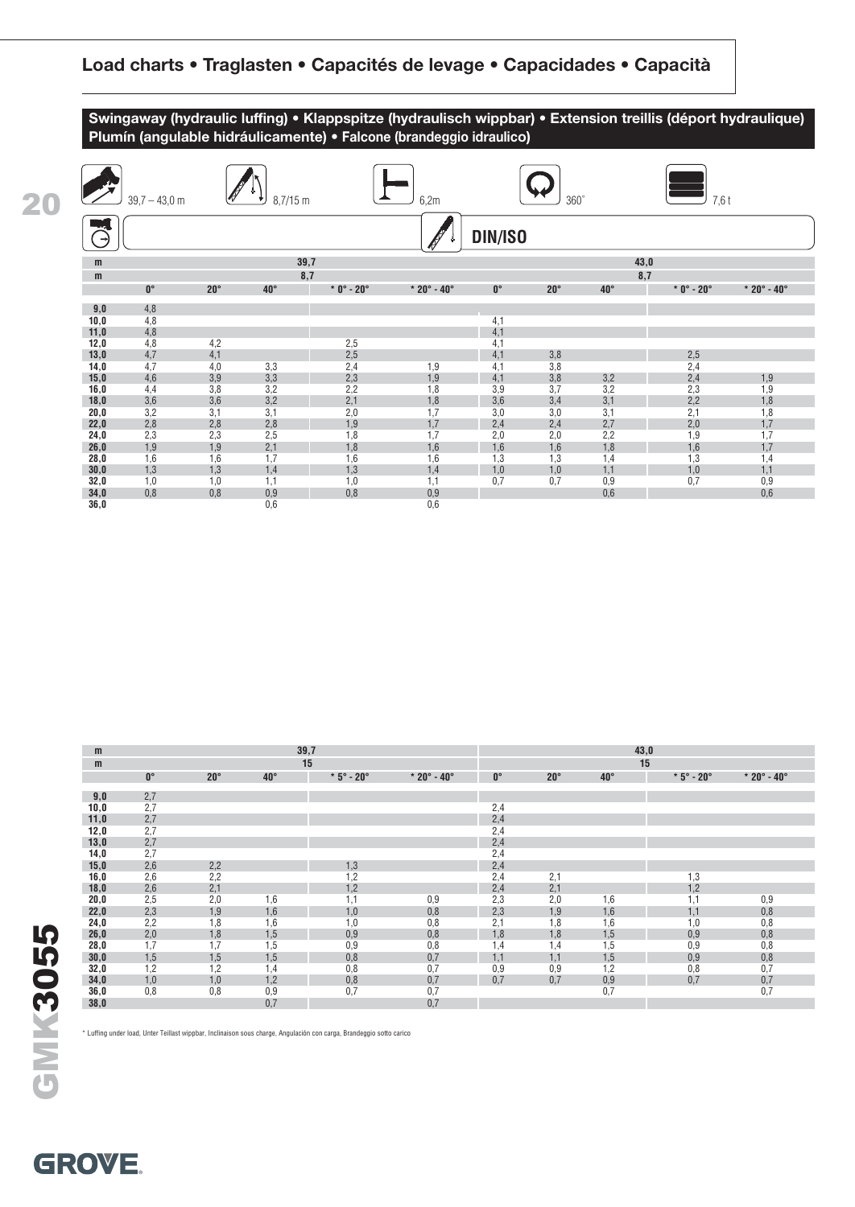## Load charts • Traglasten • Capacités de levage • Capacidades • Capacità

**Swingaway (hydraulic luffing) • Klappspitze (hydraulisch wippbar) • Extension treillis (déport hydraulique) Plumín (angulable hidráulicamente) • Falcone (brandeggio idraulico)**

39,7 – 43,0 m | 8,7/15 m | 6,2m | 360° | 7,6 t

DIN/ISO

| m | 39,7 | | | | | 43,0 | | | | |
|---|---|---|---|---|---|---|---|---|---|---|
| m | 8,7 | | | | | 8,7 | | | | |
| | 0° | 20° | 40° | * 0° - 20° | * 20° - 40° | 0° | 20° | 40° | * 0° - 20° | * 20° - 40° |
| 9,0 | 4,8 | | | | | | | | | |
| 10,0 | 4,8 | | | | | 4,1 | | | | |
| 11,0 | 4,8 | | | | | 4,1 | | | | |
| 12,0 | 4,8 | 4,2 | | 2,5 | | 4,1 | | | | |
| 13,0 | 4,7 | 4,1 | | 2,5 | | 4,1 | 3,8 | | 2,5 | |
| 14,0 | 4,7 | 4,0 | 3,3 | 2,4 | 1,9 | 4,1 | 3,8 | | 2,4 | |
| 15,0 | 4,6 | 3,9 | 3,3 | 2,3 | 1,9 | 4,1 | 3,8 | 3,2 | 2,4 | 1,9 |
| 16,0 | 4,4 | 3,8 | 3,2 | 2,2 | 1,8 | 3,9 | 3,7 | 3,2 | 2,3 | 1,9 |
| 18,0 | 3,6 | 3,6 | 3,2 | 2,1 | 1,8 | 3,6 | 3,4 | 3,1 | 2,2 | 1,8 |
| 20,0 | 3,2 | 3,1 | 3,1 | 2,0 | 1,7 | 3,0 | 3,0 | 3,1 | 2,1 | 1,8 |
| 22,0 | 2,8 | 2,8 | 2,8 | 1,9 | 1,7 | 2,4 | 2,4 | 2,7 | 2,0 | 1,7 |
| 24,0 | 2,3 | 2,3 | 2,5 | 1,8 | 1,7 | 2,0 | 2,0 | 2,2 | 1,9 | 1,7 |
| 26,0 | 1,9 | 1,9 | 2,1 | 1,8 | 1,6 | 1,6 | 1,6 | 1,8 | 1,6 | 1,7 |
| 28,0 | 1,6 | 1,6 | 1,7 | 1,6 | 1,6 | 1,3 | 1,3 | 1,4 | 1,3 | 1,4 |
| 30,0 | 1,3 | 1,3 | 1,4 | 1,3 | 1,4 | 1,0 | 1,0 | 1,1 | 1,0 | 1,1 |
| 32,0 | 1,0 | 1,0 | 1,1 | 1,0 | 1,1 | 0,7 | 0,7 | 0,9 | 0,7 | 0,9 |
| 34,0 | 0,8 | 0,8 | 0,9 | 0,8 | 0,9 | | | 0,6 | | 0,6 |
| 36,0 | | | 0,6 | | 0,6 | | | | | |

| m | 39,7 | | | | | 43,0 | | | | |
|---|---|---|---|---|---|---|---|---|---|---|
| m | 15 | | | | | 15 | | | | |
| | 0° | 20° | 40° | * 5° - 20° | * 20° - 40° | 0° | 20° | 40° | * 5° - 20° | * 20° - 40° |
| 9,0 | 2,7 | | | | | | | | | |
| 10,0 | 2,7 | | | | | 2,4 | | | | |
| 11,0 | 2,7 | | | | | 2,4 | | | | |
| 12,0 | 2,7 | | | | | 2,4 | | | | |
| 13,0 | 2,7 | | | | | 2,4 | | | | |
| 14,0 | 2,7 | | | | | 2,4 | | | | |
| 15,0 | 2,6 | 2,2 | | 1,3 | | 2,4 | | | | |
| 16,0 | 2,6 | 2,2 | | 1,2 | | 2,4 | 2,1 | | 1,3 | |
| 18,0 | 2,6 | 2,1 | | 1,2 | | 2,4 | 2,1 | | 1,2 | |
| 20,0 | 2,5 | 2,0 | 1,6 | 1,1 | 0,9 | 2,3 | 2,0 | 1,6 | 1,1 | 0,9 |
| 22,0 | 2,3 | 1,9 | 1,6 | 1,0 | 0,8 | 2,3 | 1,9 | 1,6 | 1,1 | 0,8 |
| 24,0 | 2,2 | 1,8 | 1,6 | 1,0 | 0,8 | 2,1 | 1,8 | 1,6 | 1,0 | 0,8 |
| 26,0 | 2,0 | 1,8 | 1,5 | 0,9 | 0,8 | 1,8 | 1,8 | 1,5 | 0,9 | 0,8 |
| 28,0 | 1,7 | 1,7 | 1,5 | 0,9 | 0,8 | 1,4 | 1,4 | 1,5 | 0,9 | 0,8 |
| 30,0 | 1,5 | 1,5 | 1,5 | 0,8 | 0,7 | 1,1 | 1,1 | 1,5 | 0,9 | 0,8 |
| 32,0 | 1,2 | 1,2 | 1,4 | 0,8 | 0,7 | 0,9 | 0,9 | 1,2 | 0,8 | 0,7 |
| 34,0 | 1,0 | 1,0 | 1,2 | 0,8 | 0,7 | 0,7 | 0,7 | 0,9 | 0,7 | 0,7 |
| 36,0 | 0,8 | 0,8 | 0,9 | 0,7 | 0,7 | | | 0,7 | | 0,7 |
| 38,0 | | | 0,7 | | 0,7 | | | | | |

* Luffing under load, Unter Teillast wippbar, Inclinaison sous charge, Angulación con carga, Brandeggio sotto carico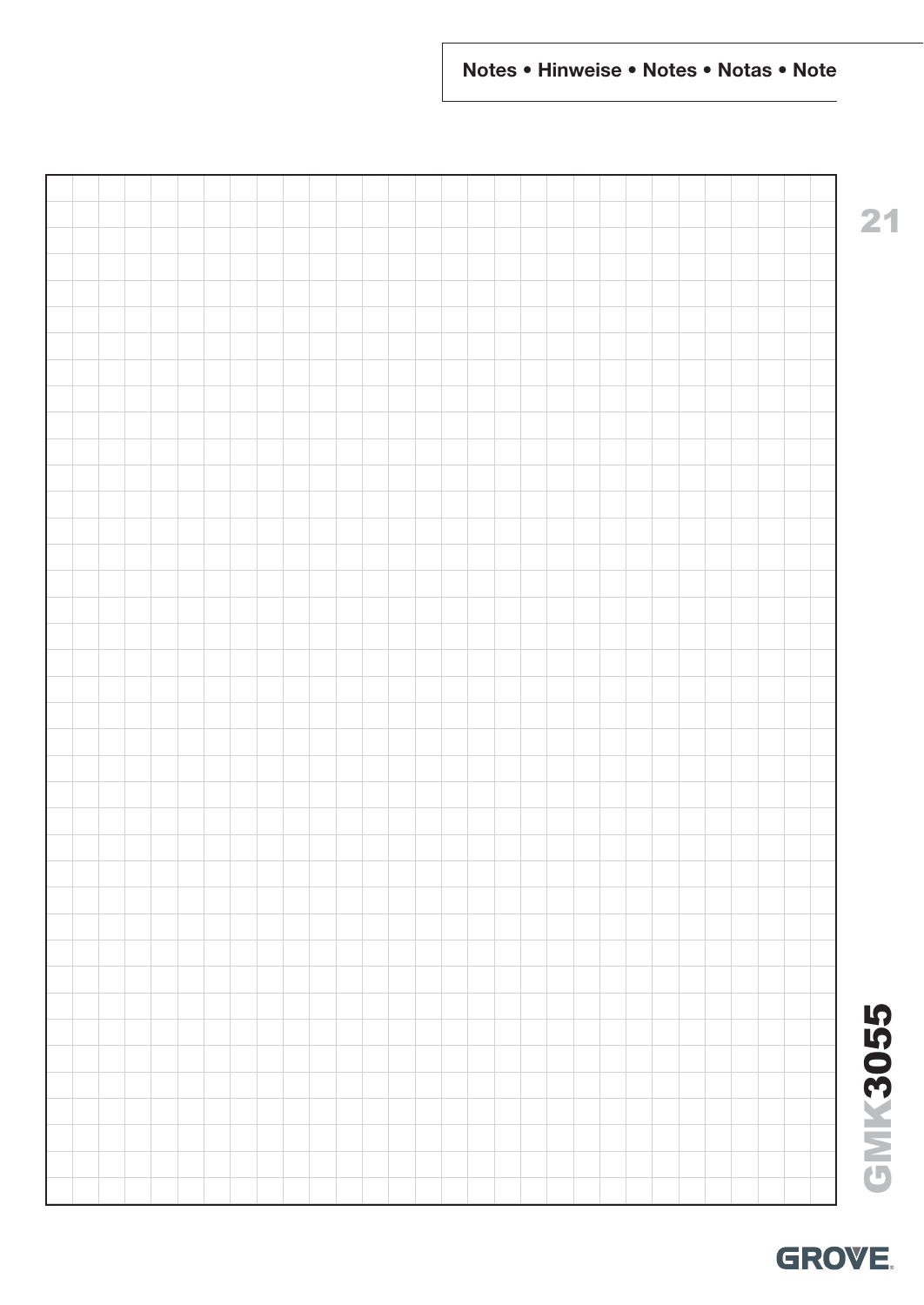**Notes • Hinweise • Notes • Notas • Note**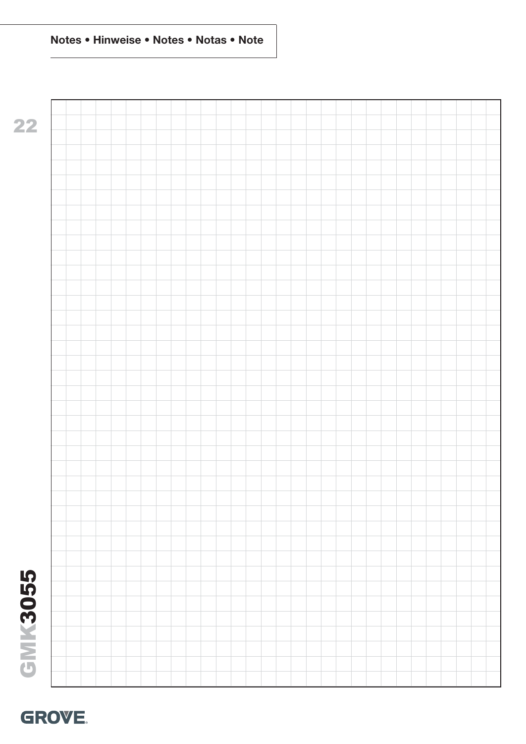# Notes • Hinweise • Notes • Notas • Note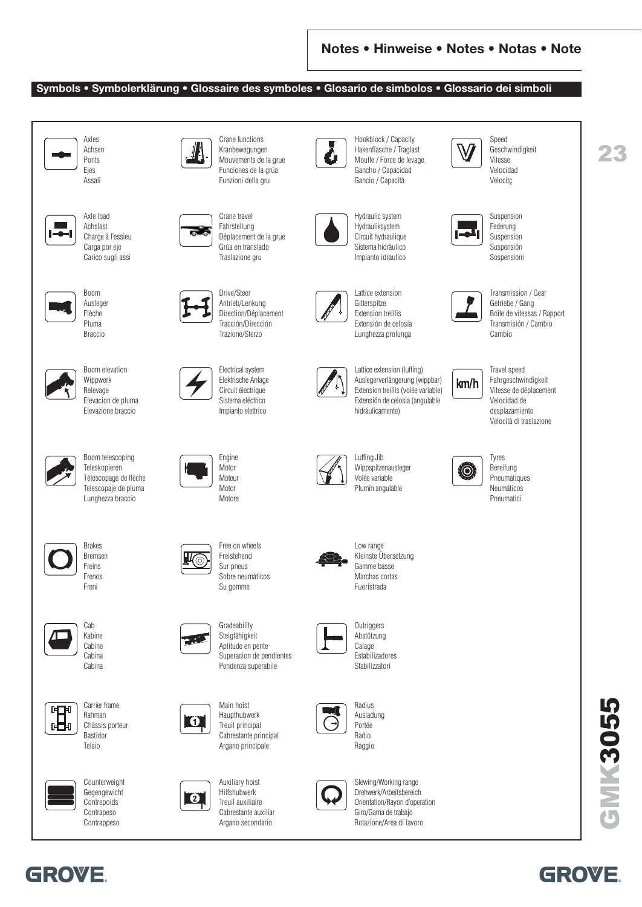## Notes • Hinweise • Notes • Notas • Note

### Symbols • Symbolerklärung • Glossaire des symboles • Glosario de simbolos • Glossario dei simboli

Axles
Achsen
Ponts
Ejes
Assali

Crane functions
Kranbewegungen
Mouvements de la grue
Funciones de la grúa
Funzioni della gru

Hookblock / Capacity
Hakenflasche / Traglast
Moufle / Force de levage
Gancho / Capacidad
Gancio / Capacità

Speed
Geschwindigkeit
Vitesse
Velocidad
Velocitç

Axle load
Achslast
Charge à l'essieu
Carga por eje
Carico sugli assi

Crane travel
Fahrstellung
Déplacement de la grue
Grúa en translado
Traslazione gru

Hydraulic system
Hydraulıksystem
Circuit hydraulique
Sistema hidràulico
Impianto idraulico

Suspension
Federung
Suspension
Suspensión
Sospensioni

Boom
Ausleger
Flèche
Pluma
Braccio

Drive/Steer
Antrieb/Lenkung
Direction/Déplacement
Tracción/Dirección
Trazione/Sterzo

Lattice extension
Gitterspitze
Extension treillis
Extensión de celosia
Lunghezza prolunga

Transmission / Gear
Getriebe / Gang
Boîte de vitesses / Rapport
Transmisión / Cambio
Cambio

Boom elevation
Wippwerk
Relevage
Elevacion de pluma
Elevazione braccio

Electrical system
Elektrische Anlage
Circuit éléctrique
Sistema eléctrico
Impianto elettrico

Lattice extension (luffing)
Auslegerverlängerung (wippbar)
Extension treillis (volée variable)
Extensión de celosia (angulable hidráulicamente)

Travel speed
Fahrgeschwindigkeit
Vitesse de déplacement
Velocidad de desplazamiento
Velocità di traslazione

Boom telescoping
Teleskopieren
Télescopage de flèche
Telescopaje de pluma
Lunghezza braccio

Engine
Motor
Moteur
Motor
Motore

Luffing Jib
Wippspitzenausleger
Volée variable
Plumín angulable

Tyres
Bereifung
Pneumatiques
Neumáticos
Pneumatici

Brakes
Bremsen
Freins
Frenos
Freni

Free on wheels
Freistehend
Sur pneus
Sobre neumàticos
Su gomme

Low range
Kleinste Übersetzung
Gamme basse
Marchas cortas
Fuoristrada

Cab
Kabine
Cabine
Cabina
Cabina

Gradeability
Steigfähigkeit
Aptitude en pente
Superacion de pendientes
Pendenza superabile

Outriggers
Abstützung
Calage
Estabilizadores
Stabilizzatori

Carrier frame
Rahman
Chàssis porteur
Bastidor
Telaio

Main hoist
Haupthubwerk
Treuil principal
Cabrestante principal
Argano principale

Radius
Ausladung
Portée
Radio
Raggio

Counterweight
Gegengewicht
Contrepoids
Contrapeso
Contrappeso

Auxiliary hoist
Hilfshubwerk
Treuil auxiliaire
Cabrestante auxiliar
Argano secondario

Slewing/Working range
Drehwerk/Arbeitsbereich
Orientation/Rayon d'operation
Giro/Gama de trabajo
Rotazione/Area di lavoro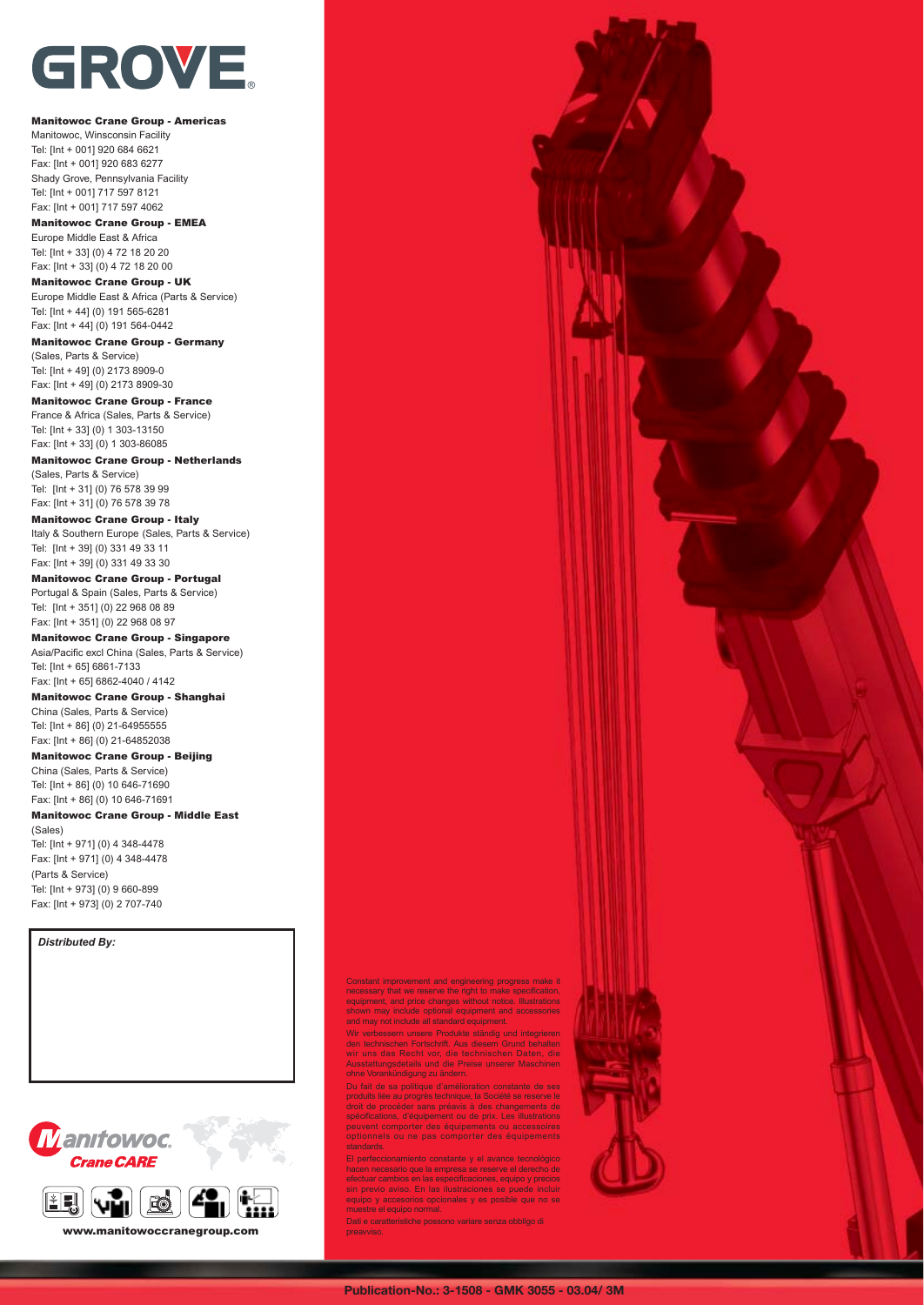# GROVE

**Manitowoc Crane Group - Americas**
Manitowoc, Winsconsin Facility
Tel: [Int + 001] 920 684 6621
Fax: [Int + 001] 920 683 6277
Shady Grove, Pennsylvania Facility
Tel: [Int + 001] 717 597 8121
Fax: [Int + 001] 717 597 4062

**Manitowoc Crane Group - EMEA**
Europe Middle East & Africa
Tel: [Int + 33] (0) 4 72 18 20 20
Fax: [Int + 33] (0) 4 72 18 20 00

**Manitowoc Crane Group - UK**
Europe Middle East & Africa (Parts & Service)
Tel: [Int + 44] (0) 191 565-6281
Fax: [Int + 44] (0) 191 564-0442

**Manitowoc Crane Group - Germany**
(Sales, Parts & Service)
Tel: [Int + 49] (0) 2173 8909-0
Fax: [Int + 49] (0) 2173 8909-30

**Manitowoc Crane Group - France**
France & Africa (Sales, Parts & Service)
Tel: [Int + 33] (0) 1 303-13150
Fax: [Int + 33] (0) 1 303-86085

**Manitowoc Crane Group - Netherlands**
(Sales, Parts & Service)
Tel: [Int + 31] (0) 76 578 39 99
Fax: [Int + 31] (0) 76 578 39 78

**Manitowoc Crane Group - Italy**
Italy & Southern Europe (Sales, Parts & Service)
Tel: [Int + 39] (0) 331 49 33 11
Fax: [Int + 39] (0) 331 49 33 30

**Manitowoc Crane Group - Portugal**
Portugal & Spain (Sales, Parts & Service)
Tel: [Int + 351] (0) 22 968 08 89
Fax: [Int + 351] (0) 22 968 08 97

**Manitowoc Crane Group - Singapore**
Asia/Pacific excl China (Sales, Parts & Service)
Tel: [Int + 65] 6861-7133
Fax: [Int + 65] 6862-4040 / 4142

**Manitowoc Crane Group - Shanghai**
China (Sales, Parts & Service)
Tel: [Int + 86] (0) 21-64955555
Fax: [Int + 86] (0) 21-64852038

**Manitowoc Crane Group - Beijing**
China (Sales, Parts & Service)
Tel: [Int + 86] (0) 10 646-71690
Fax: [Int + 86] (0) 10 646-71691

**Manitowoc Crane Group - Middle East**
(Sales)
Tel: [Int + 971] (0) 4 348-4478
Fax: [Int + 971] (0) 4 348-4478
(Parts & Service)
Tel: [Int + 973] (0) 9 660-899
Fax: [Int + 973] (0) 2 707-740

***Distributed By:***

Manitowoc
Crane CARE

www.manitowoccranegroup.com

Constant improvement and engineering progress make it necessary that we reserve the right to make specification, equipment, and price changes without notice. Illustrations shown may include optional equipment and accessories and may not include all standard equipment.

Wir verbessern unsere Produkte ständig und integrieren den technischen Fortschritt. Aus diesem Grund behalten wir uns das Recht vor, die technischen Daten, die Ausstattungsdetails und die Preise unserer Maschinen ohne Vorankündigung zu ändern.

Du fait de sa politique d'amélioration constante de ses produits liée au progrès technique, la Société se reserve le droit de procéder sans préavis à des changements de spécifications, d'équipement ou de prix. Les illustrations peuvent comporter des équipements ou accessoires optionnels ou ne pas comporter des équipements standards.

El perfeccionamiento constante y el avance tecnológico hacen necesario que la empresa se reserve el derecho de efectuar cambios en las especificaciones, equipo y precios sin previo aviso. En las ilustraciones se puede incluir equipo y accesorios opcionales y es posible que no se muestre el equipo normal.

Dati e caratteristiche possono variare senza obbligo di preavviso.

**Publication-No.: 3-1508 - GMK 3055 - 03.04/ 3M**